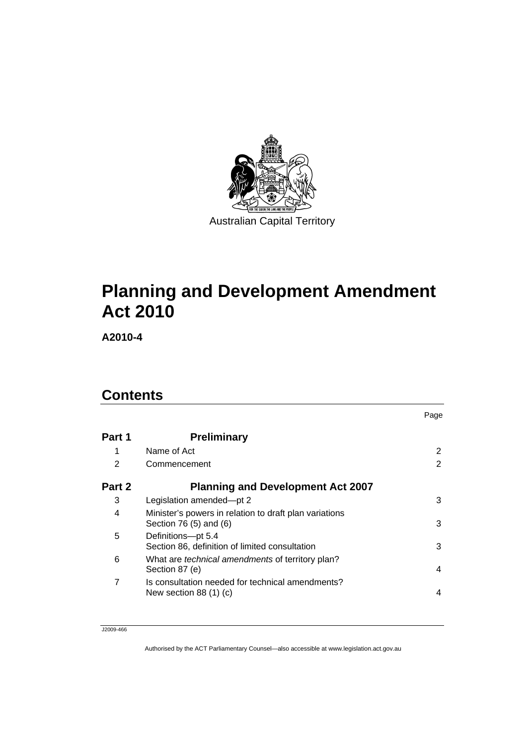Australian Capital Territory

# Planning and Development Amendment Act 2010

**A2010-4**

## Contents

| | | Page |
|---|---|---|
| **Part 1** | **Preliminary** | |
| 1 | Name of Act | 2 |
| 2 | Commencement | 2 |
| **Part 2** | **Planning and Development Act 2007** | |
| 3 | Legislation amended—pt 2 | 3 |
| 4 | Minister's powers in relation to draft plan variations<br>Section 76 (5) and (6) | 3 |
| 5 | Definitions—pt 5.4<br>Section 86, definition of limited consultation | 3 |
| 6 | What are *technical amendments* of territory plan?<br>Section 87 (e) | 4 |
| 7 | Is consultation needed for technical amendments?<br>New section 88 (1) (c) | 4 |

J2009-466

Authorised by the ACT Parliamentary Counsel—also accessible at www.legislation.act.gov.au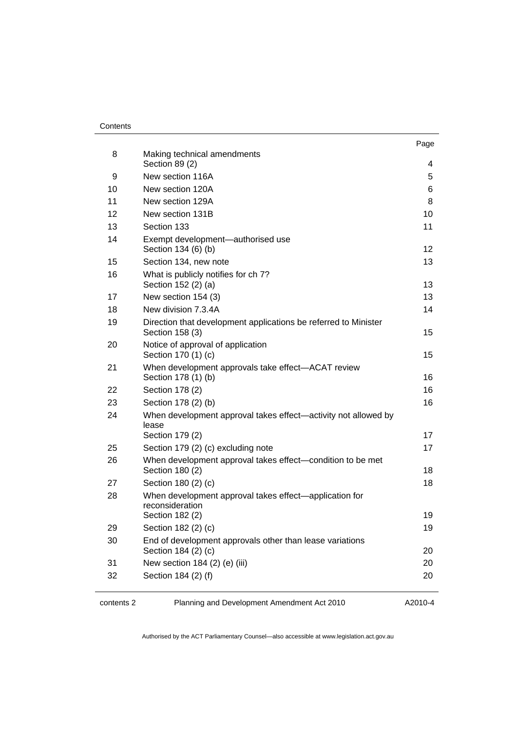Contents

| | | Page |
|---|---|---|
| 8 | Making technical amendments<br>Section 89 (2) | 4 |
| 9 | New section 116A | 5 |
| 10 | New section 120A | 6 |
| 11 | New section 129A | 8 |
| 12 | New section 131B | 10 |
| 13 | Section 133 | 11 |
| 14 | Exempt development—authorised use<br>Section 134 (6) (b) | 12 |
| 15 | Section 134, new note | 13 |
| 16 | What is publicly notifies for ch 7?<br>Section 152 (2) (a) | 13 |
| 17 | New section 154 (3) | 13 |
| 18 | New division 7.3.4A | 14 |
| 19 | Direction that development applications be referred to Minister<br>Section 158 (3) | 15 |
| 20 | Notice of approval of application<br>Section 170 (1) (c) | 15 |
| 21 | When development approvals take effect—ACAT review<br>Section 178 (1) (b) | 16 |
| 22 | Section 178 (2) | 16 |
| 23 | Section 178 (2) (b) | 16 |
| 24 | When development approval takes effect—activity not allowed by lease<br>Section 179 (2) | 17 |
| 25 | Section 179 (2) (c) excluding note | 17 |
| 26 | When development approval takes effect—condition to be met<br>Section 180 (2) | 18 |
| 27 | Section 180 (2) (c) | 18 |
| 28 | When development approval takes effect—application for reconsideration<br>Section 182 (2) | 19 |
| 29 | Section 182 (2) (c) | 19 |
| 30 | End of development approvals other than lease variations<br>Section 184 (2) (c) | 20 |
| 31 | New section 184 (2) (e) (iii) | 20 |
| 32 | Section 184 (2) (f) | 20 |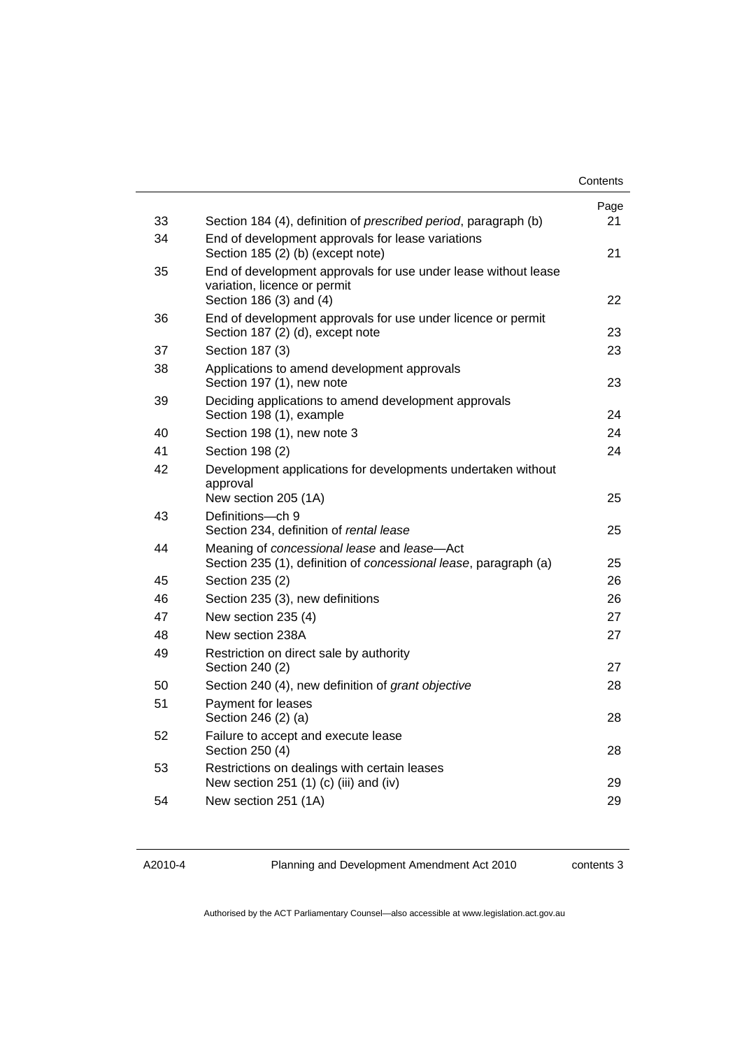| | | Page |
|---|---|---|
| 33 | Section 184 (4), definition of *prescribed period*, paragraph (b) | 21 |
| 34 | End of development approvals for lease variations<br>Section 185 (2) (b) (except note) | 21 |
| 35 | End of development approvals for use under lease without lease variation, licence or permit<br>Section 186 (3) and (4) | 22 |
| 36 | End of development approvals for use under licence or permit<br>Section 187 (2) (d), except note | 23 |
| 37 | Section 187 (3) | 23 |
| 38 | Applications to amend development approvals<br>Section 197 (1), new note | 23 |
| 39 | Deciding applications to amend development approvals<br>Section 198 (1), example | 24 |
| 40 | Section 198 (1), new note 3 | 24 |
| 41 | Section 198 (2) | 24 |
| 42 | Development applications for developments undertaken without approval<br>New section 205 (1A) | 25 |
| 43 | Definitions—ch 9<br>Section 234, definition of *rental lease* | 25 |
| 44 | Meaning of *concessional lease* and *lease*—Act<br>Section 235 (1), definition of *concessional lease*, paragraph (a) | 25 |
| 45 | Section 235 (2) | 26 |
| 46 | Section 235 (3), new definitions | 26 |
| 47 | New section 235 (4) | 27 |
| 48 | New section 238A | 27 |
| 49 | Restriction on direct sale by authority<br>Section 240 (2) | 27 |
| 50 | Section 240 (4), new definition of *grant objective* | 28 |
| 51 | Payment for leases<br>Section 246 (2) (a) | 28 |
| 52 | Failure to accept and execute lease<br>Section 250 (4) | 28 |
| 53 | Restrictions on dealings with certain leases<br>New section 251 (1) (c) (iii) and (iv) | 29 |
| 54 | New section 251 (1A) | 29 |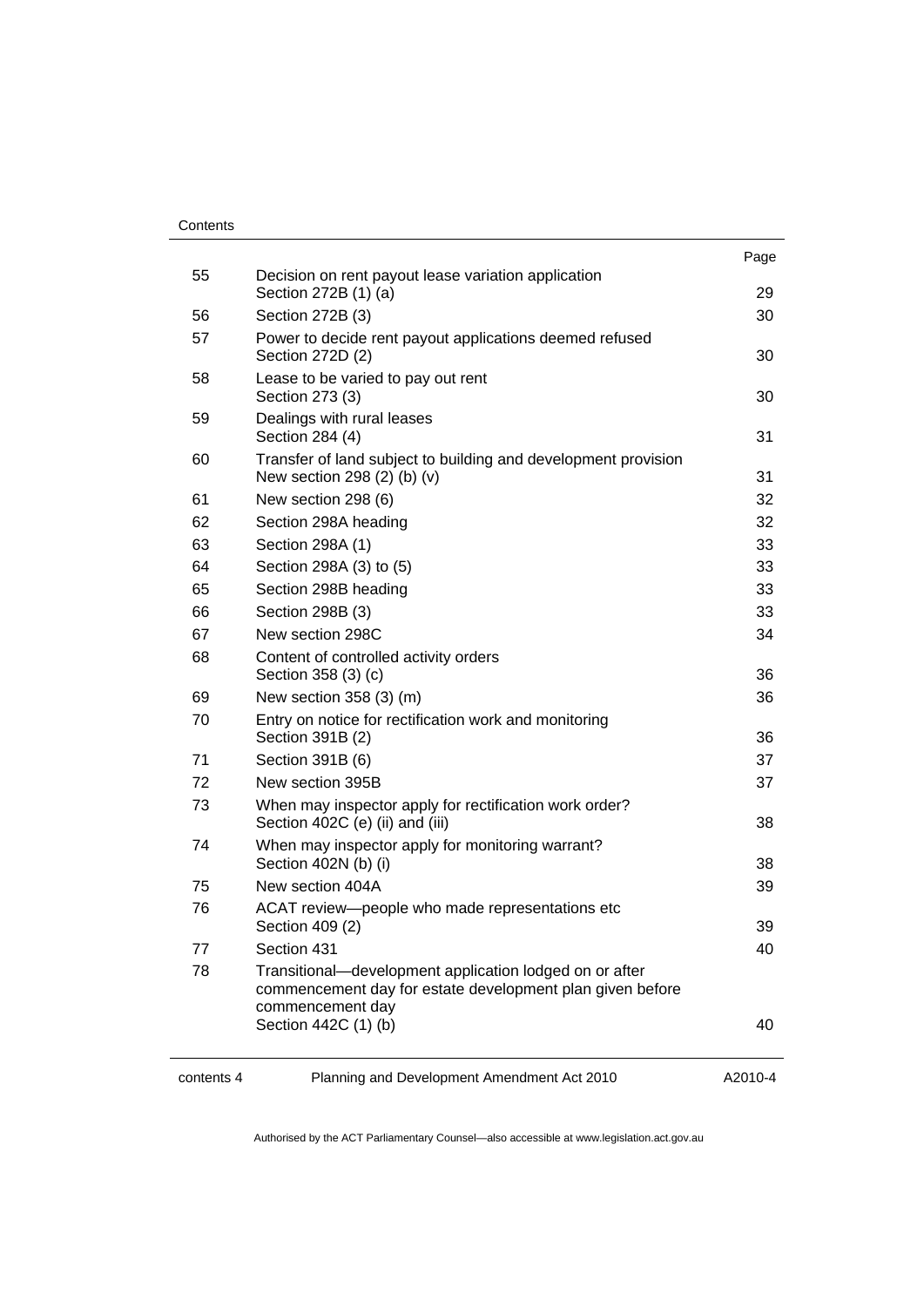| | | Page |
|---|---|---|
| 55 | Decision on rent payout lease variation application<br>Section 272B (1) (a) | 29 |
| 56 | Section 272B (3) | 30 |
| 57 | Power to decide rent payout applications deemed refused<br>Section 272D (2) | 30 |
| 58 | Lease to be varied to pay out rent<br>Section 273 (3) | 30 |
| 59 | Dealings with rural leases<br>Section 284 (4) | 31 |
| 60 | Transfer of land subject to building and development provision<br>New section 298 (2) (b) (v) | 31 |
| 61 | New section 298 (6) | 32 |
| 62 | Section 298A heading | 32 |
| 63 | Section 298A (1) | 33 |
| 64 | Section 298A (3) to (5) | 33 |
| 65 | Section 298B heading | 33 |
| 66 | Section 298B (3) | 33 |
| 67 | New section 298C | 34 |
| 68 | Content of controlled activity orders<br>Section 358 (3) (c) | 36 |
| 69 | New section 358 (3) (m) | 36 |
| 70 | Entry on notice for rectification work and monitoring<br>Section 391B (2) | 36 |
| 71 | Section 391B (6) | 37 |
| 72 | New section 395B | 37 |
| 73 | When may inspector apply for rectification work order?<br>Section 402C (e) (ii) and (iii) | 38 |
| 74 | When may inspector apply for monitoring warrant?<br>Section 402N (b) (i) | 38 |
| 75 | New section 404A | 39 |
| 76 | ACAT review—people who made representations etc<br>Section 409 (2) | 39 |
| 77 | Section 431 | 40 |
| 78 | Transitional—development application lodged on or after commencement day for estate development plan given before commencement day<br>Section 442C (1) (b) | 40 |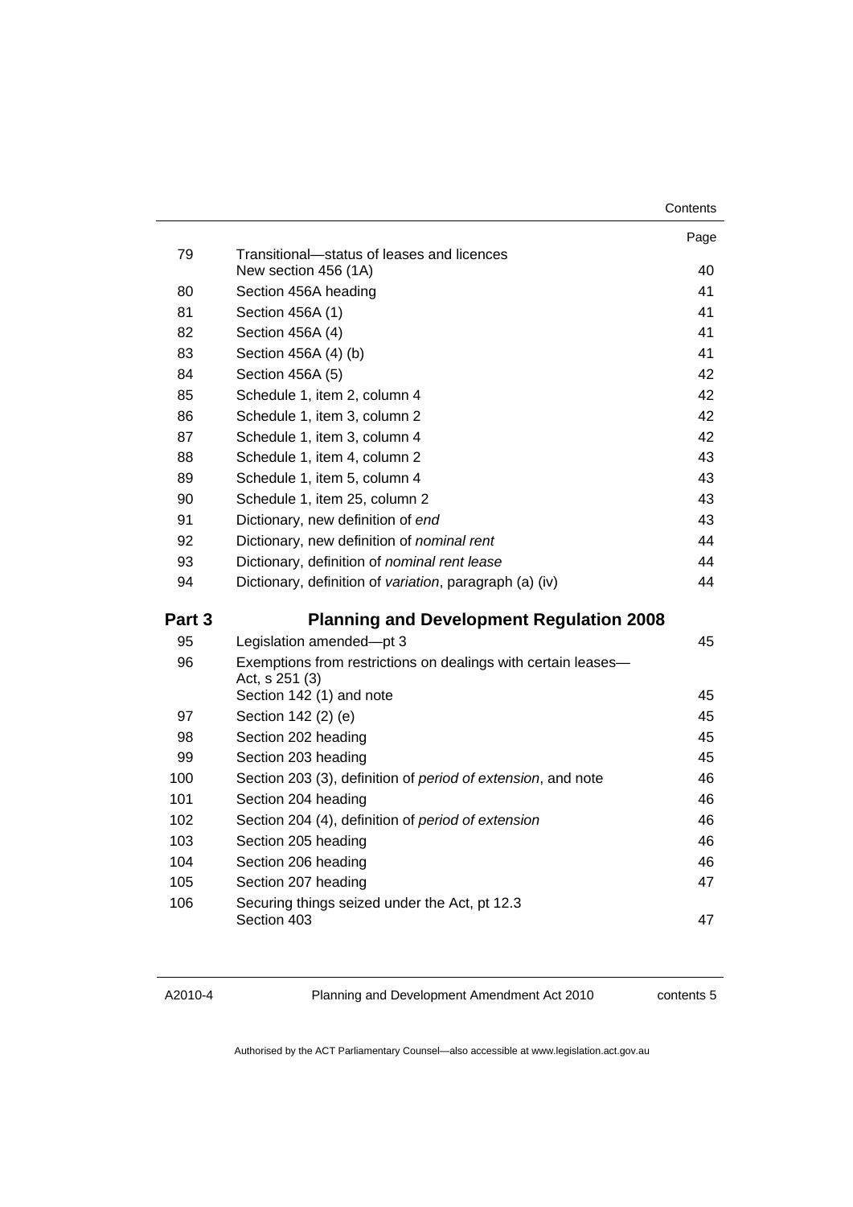| | | Page |
|---|---|---|
| 79 | Transitional—status of leases and licences<br>New section 456 (1A) | 40 |
| 80 | Section 456A heading | 41 |
| 81 | Section 456A (1) | 41 |
| 82 | Section 456A (4) | 41 |
| 83 | Section 456A (4) (b) | 41 |
| 84 | Section 456A (5) | 42 |
| 85 | Schedule 1, item 2, column 4 | 42 |
| 86 | Schedule 1, item 3, column 2 | 42 |
| 87 | Schedule 1, item 3, column 4 | 42 |
| 88 | Schedule 1, item 4, column 2 | 43 |
| 89 | Schedule 1, item 5, column 4 | 43 |
| 90 | Schedule 1, item 25, column 2 | 43 |
| 91 | Dictionary, new definition of *end* | 43 |
| 92 | Dictionary, new definition of *nominal rent* | 44 |
| 93 | Dictionary, definition of *nominal rent lease* | 44 |
| 94 | Dictionary, definition of *variation*, paragraph (a) (iv) | 44 |
| **Part 3** | **Planning and Development Regulation 2008** | |
| 95 | Legislation amended—pt 3 | 45 |
| 96 | Exemptions from restrictions on dealings with certain leases—Act, s 251 (3)<br>Section 142 (1) and note | 45 |
| 97 | Section 142 (2) (e) | 45 |
| 98 | Section 202 heading | 45 |
| 99 | Section 203 heading | 45 |
| 100 | Section 203 (3), definition of *period of extension*, and note | 46 |
| 101 | Section 204 heading | 46 |
| 102 | Section 204 (4), definition of *period of extension* | 46 |
| 103 | Section 205 heading | 46 |
| 104 | Section 206 heading | 46 |
| 105 | Section 207 heading | 47 |
| 106 | Securing things seized under the Act, pt 12.3<br>Section 403 | 47 |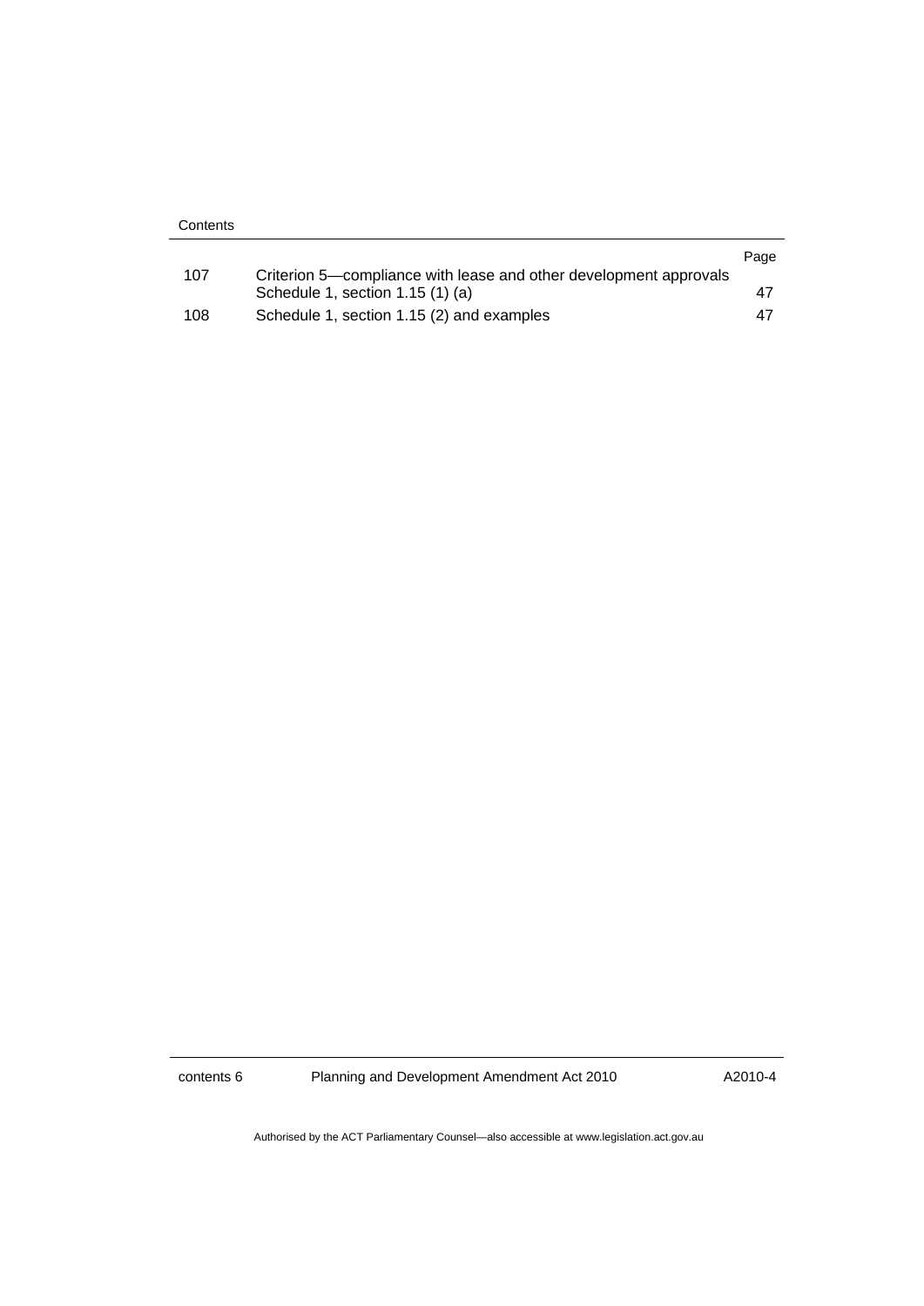| | | Page |
|---|---|---|
| 107 | Criterion 5—compliance with lease and other development approvals Schedule 1, section 1.15 (1) (a) | 47 |
| 108 | Schedule 1, section 1.15 (2) and examples | 47 |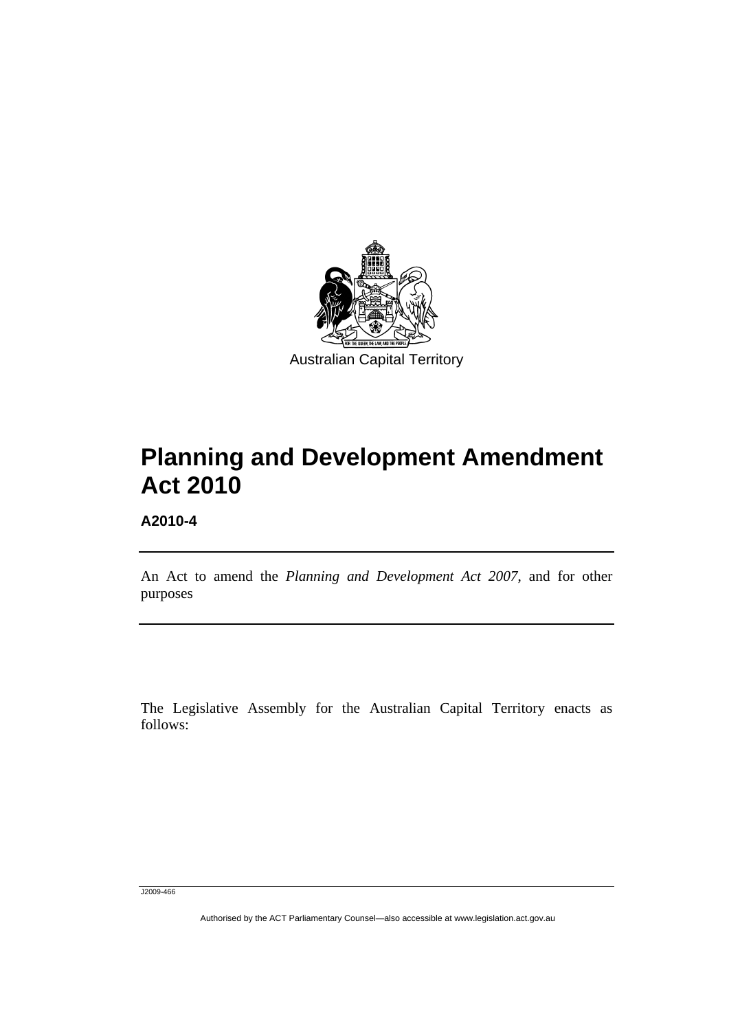Australian Capital Territory

# Planning and Development Amendment Act 2010

**A2010-4**

An Act to amend the *Planning and Development Act 2007*, and for other purposes

The Legislative Assembly for the Australian Capital Territory enacts as follows:

J2009-466

Authorised by the ACT Parliamentary Counsel—also accessible at www.legislation.act.gov.au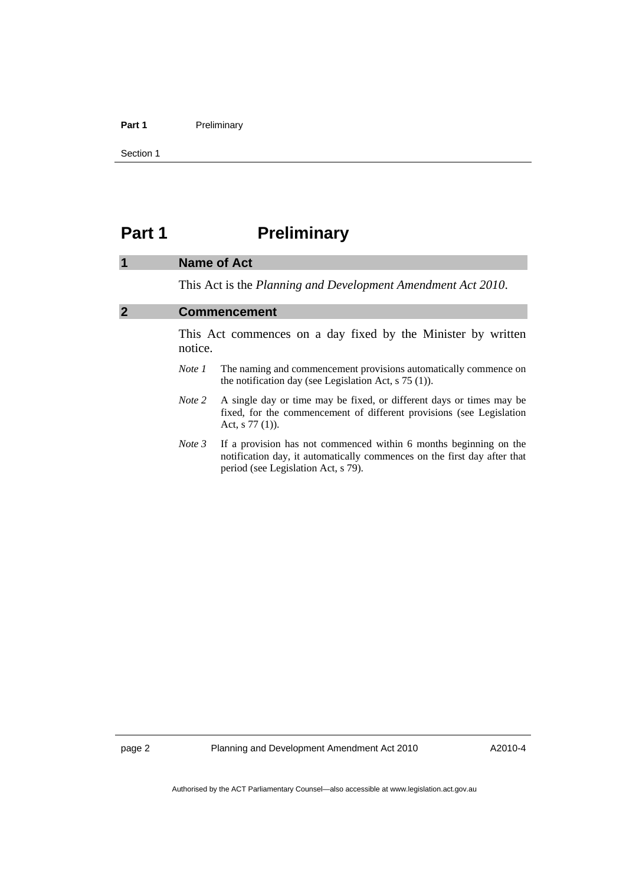# Part 1 Preliminary

## 1 Name of Act

This Act is the *Planning and Development Amendment Act 2010*.

## 2 Commencement

This Act commences on a day fixed by the Minister by written notice.

*Note 1* The naming and commencement provisions automatically commence on the notification day (see Legislation Act, s 75 (1)).

*Note 2* A single day or time may be fixed, or different days or times may be fixed, for the commencement of different provisions (see Legislation Act, s 77 (1)).

*Note 3* If a provision has not commenced within 6 months beginning on the notification day, it automatically commences on the first day after that period (see Legislation Act, s 79).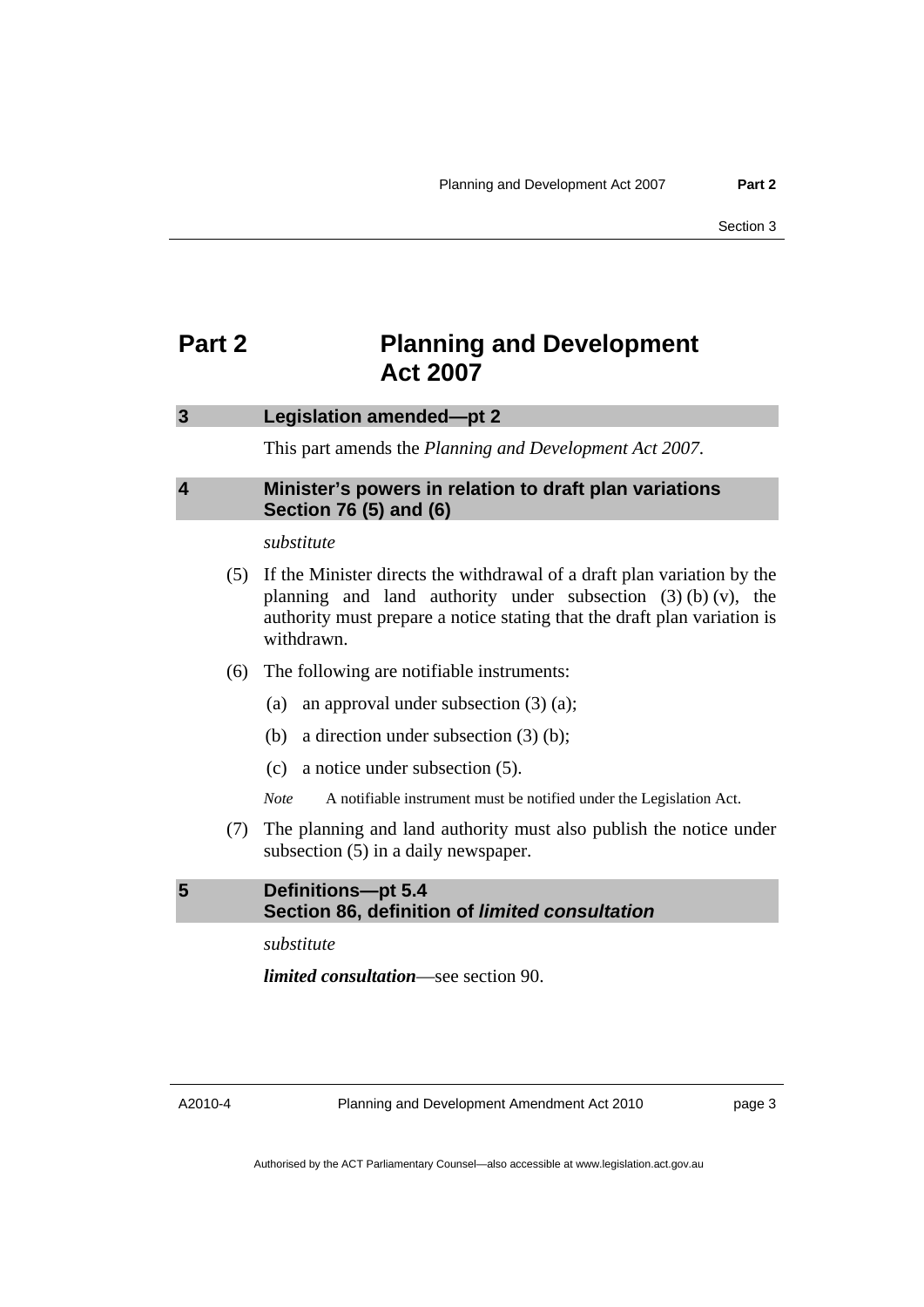# Part 2 Planning and Development Act 2007

## 3 Legislation amended—pt 2

This part amends the *Planning and Development Act 2007*.

## 4 Minister's powers in relation to draft plan variations Section 76 (5) and (6)

*substitute*

(5) If the Minister directs the withdrawal of a draft plan variation by the planning and land authority under subsection (3) (b) (v), the authority must prepare a notice stating that the draft plan variation is withdrawn.

(6) The following are notifiable instruments:

(a) an approval under subsection (3) (a);

(b) a direction under subsection (3) (b);

(c) a notice under subsection (5).

*Note* A notifiable instrument must be notified under the Legislation Act.

(7) The planning and land authority must also publish the notice under subsection (5) in a daily newspaper.

## 5 Definitions—pt 5.4 Section 86, definition of *limited consultation*

*substitute*

***limited consultation***—see section 90.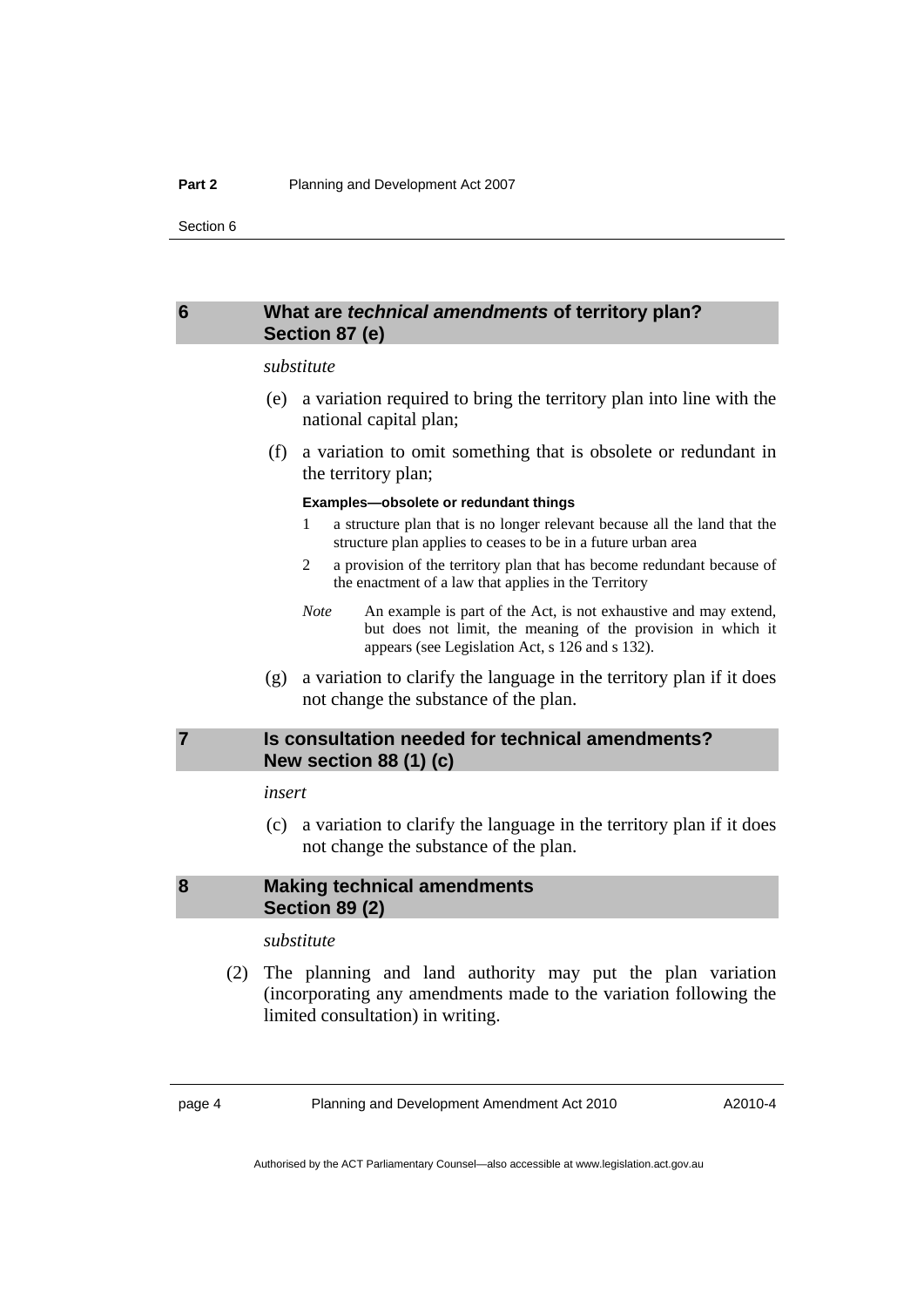## 6 What are *technical amendments* of territory plan? Section 87 (e)

*substitute*

(e) a variation required to bring the territory plan into line with the national capital plan;

(f) a variation to omit something that is obsolete or redundant in the territory plan;

**Examples—obsolete or redundant things**

1 a structure plan that is no longer relevant because all the land that the structure plan applies to ceases to be in a future urban area

2 a provision of the territory plan that has become redundant because of the enactment of a law that applies in the Territory

*Note* An example is part of the Act, is not exhaustive and may extend, but does not limit, the meaning of the provision in which it appears (see Legislation Act, s 126 and s 132).

(g) a variation to clarify the language in the territory plan if it does not change the substance of the plan.

## 7 Is consultation needed for technical amendments? New section 88 (1) (c)

*insert*

(c) a variation to clarify the language in the territory plan if it does not change the substance of the plan.

## 8 Making technical amendments Section 89 (2)

*substitute*

(2) The planning and land authority may put the plan variation (incorporating any amendments made to the variation following the limited consultation) in writing.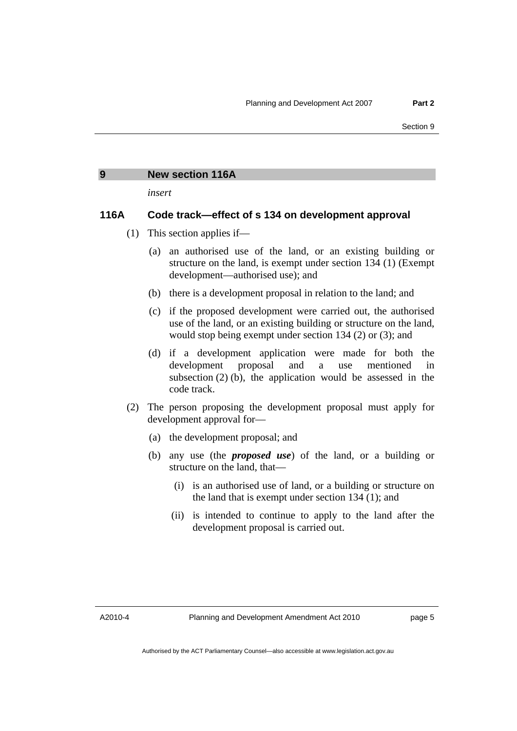## 9 New section 116A

*insert*

### 116A Code track—effect of s 134 on development approval

(1) This section applies if—

(a) an authorised use of the land, or an existing building or structure on the land, is exempt under section 134 (1) (Exempt development—authorised use); and

(b) there is a development proposal in relation to the land; and

(c) if the proposed development were carried out, the authorised use of the land, or an existing building or structure on the land, would stop being exempt under section 134 (2) or (3); and

(d) if a development application were made for both the development proposal and a use mentioned in subsection (2) (b), the application would be assessed in the code track.

(2) The person proposing the development proposal must apply for development approval for—

(a) the development proposal; and

(b) any use (the ***proposed use***) of the land, or a building or structure on the land, that—

(i) is an authorised use of land, or a building or structure on the land that is exempt under section 134 (1); and

(ii) is intended to continue to apply to the land after the development proposal is carried out.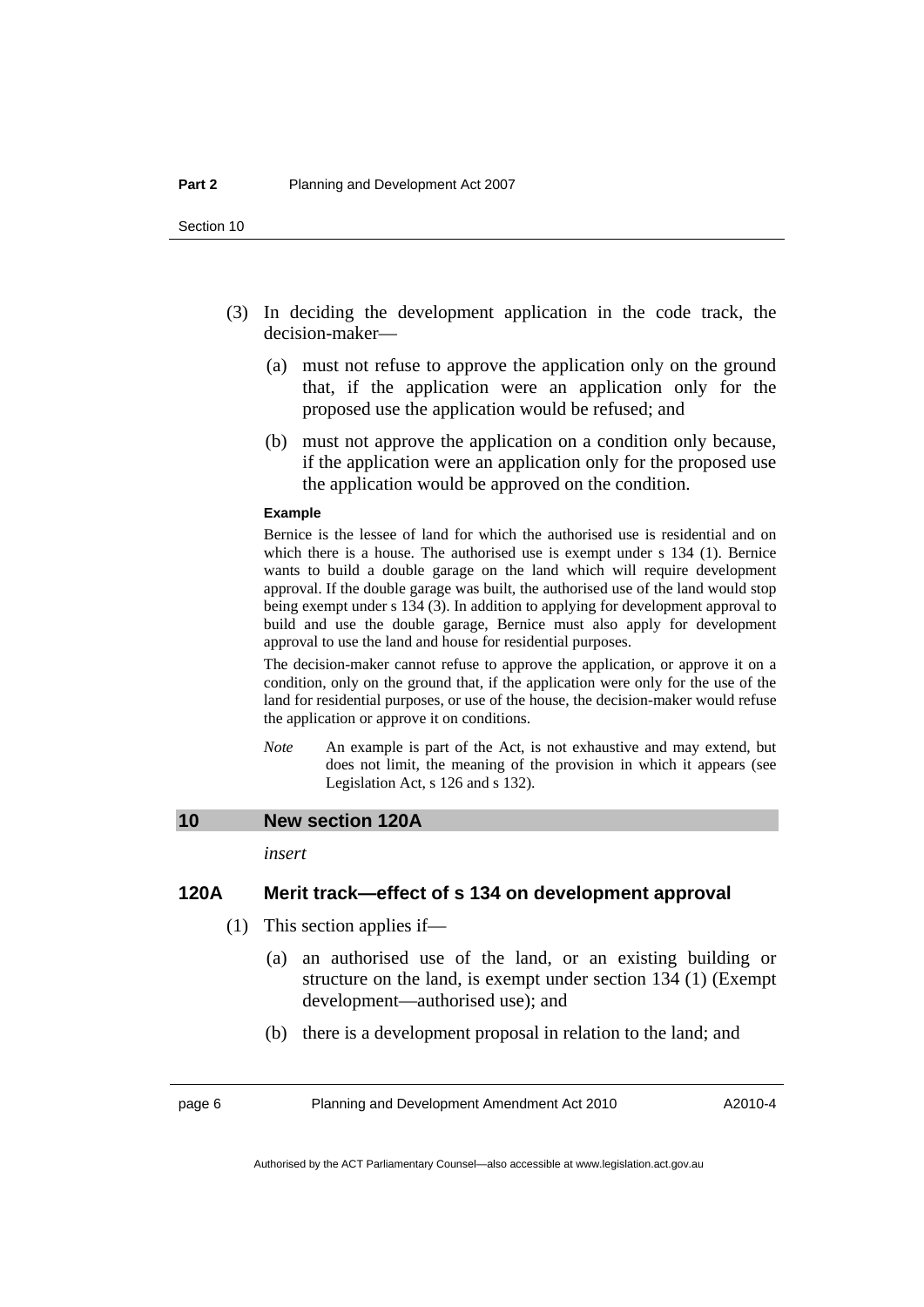(3) In deciding the development application in the code track, the decision-maker—

(a) must not refuse to approve the application only on the ground that, if the application were an application only for the proposed use the application would be refused; and

(b) must not approve the application on a condition only because, if the application were an application only for the proposed use the application would be approved on the condition.

**Example**

Bernice is the lessee of land for which the authorised use is residential and on which there is a house. The authorised use is exempt under s 134 (1). Bernice wants to build a double garage on the land which will require development approval. If the double garage was built, the authorised use of the land would stop being exempt under s 134 (3). In addition to applying for development approval to build and use the double garage, Bernice must also apply for development approval to use the land and house for residential purposes.

The decision-maker cannot refuse to approve the application, or approve it on a condition, only on the ground that, if the application were only for the use of the land for residential purposes, or use of the house, the decision-maker would refuse the application or approve it on conditions.

*Note* An example is part of the Act, is not exhaustive and may extend, but does not limit, the meaning of the provision in which it appears (see Legislation Act, s 126 and s 132).

## 10 New section 120A

*insert*

### 120A Merit track—effect of s 134 on development approval

(1) This section applies if—

(a) an authorised use of the land, or an existing building or structure on the land, is exempt under section 134 (1) (Exempt development—authorised use); and

(b) there is a development proposal in relation to the land; and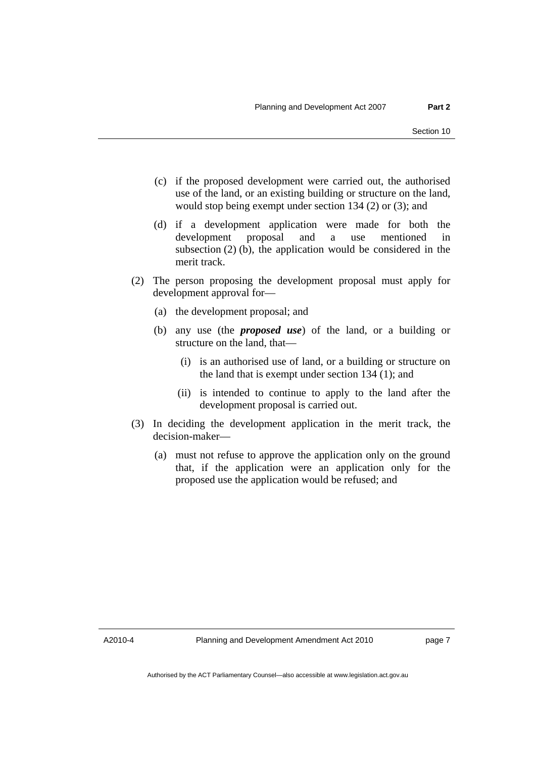(c) if the proposed development were carried out, the authorised use of the land, or an existing building or structure on the land, would stop being exempt under section 134 (2) or (3); and

(d) if a development application were made for both the development proposal and a use mentioned in subsection (2) (b), the application would be considered in the merit track.

(2) The person proposing the development proposal must apply for development approval for—

(a) the development proposal; and

(b) any use (the ***proposed use***) of the land, or a building or structure on the land, that—

(i) is an authorised use of land, or a building or structure on the land that is exempt under section 134 (1); and

(ii) is intended to continue to apply to the land after the development proposal is carried out.

(3) In deciding the development application in the merit track, the decision-maker—

(a) must not refuse to approve the application only on the ground that, if the application were an application only for the proposed use the application would be refused; and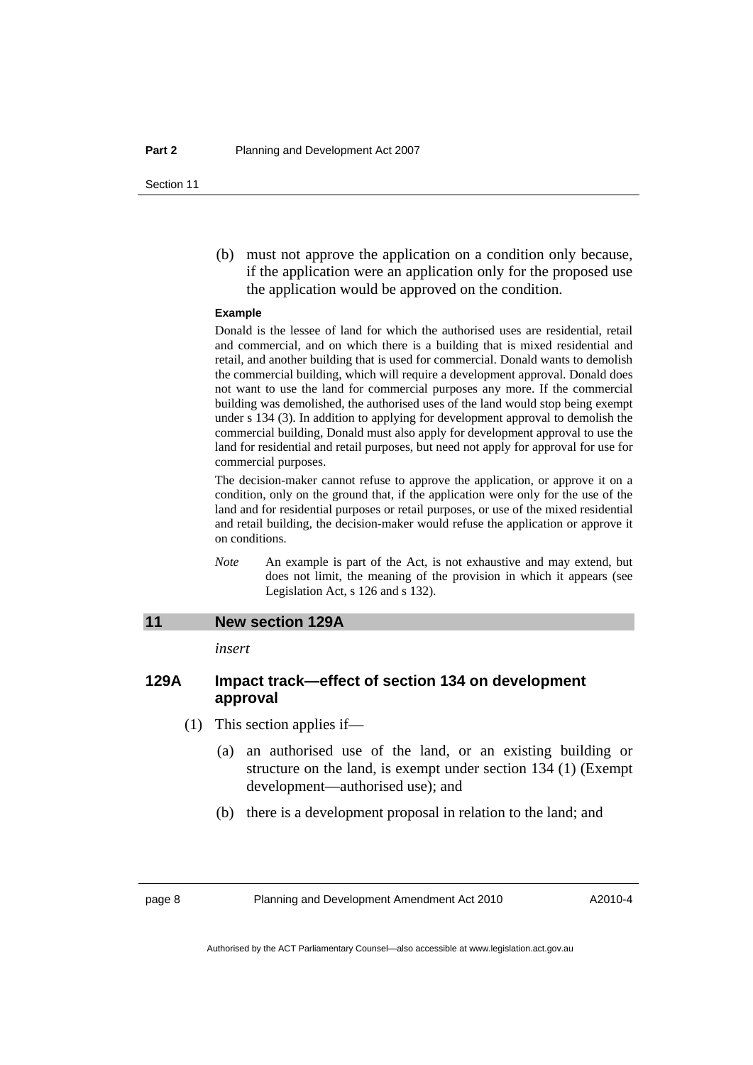(b) must not approve the application on a condition only because, if the application were an application only for the proposed use the application would be approved on the condition.

**Example**

Donald is the lessee of land for which the authorised uses are residential, retail and commercial, and on which there is a building that is mixed residential and retail, and another building that is used for commercial. Donald wants to demolish the commercial building, which will require a development approval. Donald does not want to use the land for commercial purposes any more. If the commercial building was demolished, the authorised uses of the land would stop being exempt under s 134 (3). In addition to applying for development approval to demolish the commercial building, Donald must also apply for development approval to use the land for residential and retail purposes, but need not apply for approval for use for commercial purposes.

The decision-maker cannot refuse to approve the application, or approve it on a condition, only on the ground that, if the application were only for the use of the land and for residential purposes or retail purposes, or use of the mixed residential and retail building, the decision-maker would refuse the application or approve it on conditions.

*Note* An example is part of the Act, is not exhaustive and may extend, but does not limit, the meaning of the provision in which it appears (see Legislation Act, s 126 and s 132).

## 11 New section 129A

*insert*

### 129A Impact track—effect of section 134 on development approval

(1) This section applies if—

(a) an authorised use of the land, or an existing building or structure on the land, is exempt under section 134 (1) (Exempt development—authorised use); and

(b) there is a development proposal in relation to the land; and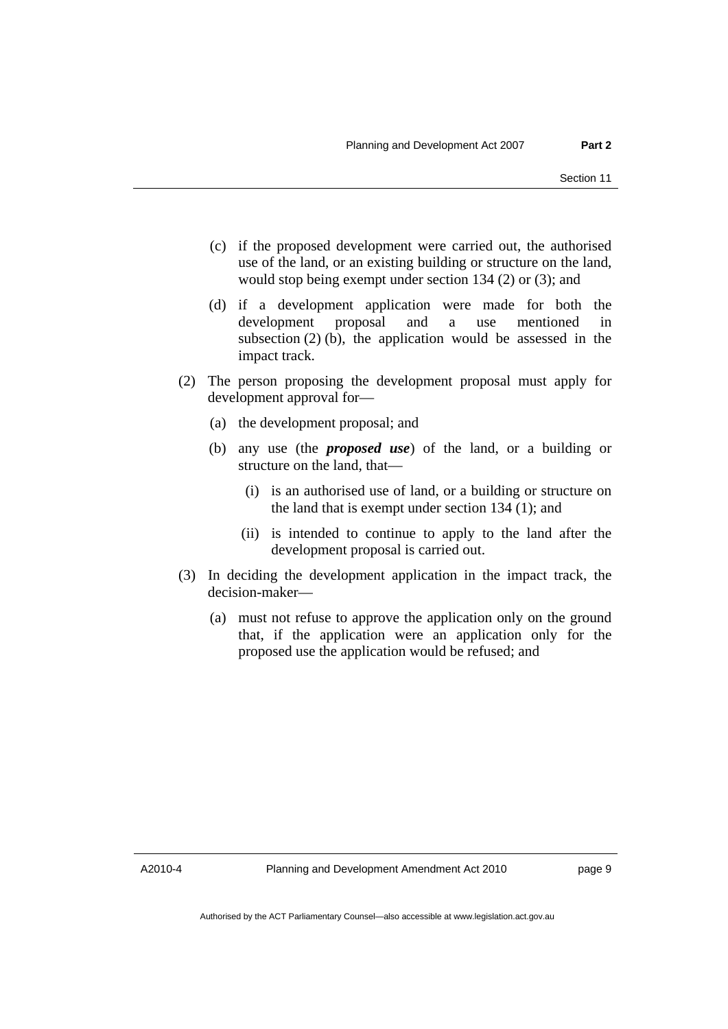(c) if the proposed development were carried out, the authorised use of the land, or an existing building or structure on the land, would stop being exempt under section 134 (2) or (3); and

(d) if a development application were made for both the development proposal and a use mentioned in subsection (2) (b), the application would be assessed in the impact track.

(2) The person proposing the development proposal must apply for development approval for—

(a) the development proposal; and

(b) any use (the ***proposed use***) of the land, or a building or structure on the land, that—

(i) is an authorised use of land, or a building or structure on the land that is exempt under section 134 (1); and

(ii) is intended to continue to apply to the land after the development proposal is carried out.

(3) In deciding the development application in the impact track, the decision-maker—

(a) must not refuse to approve the application only on the ground that, if the application were an application only for the proposed use the application would be refused; and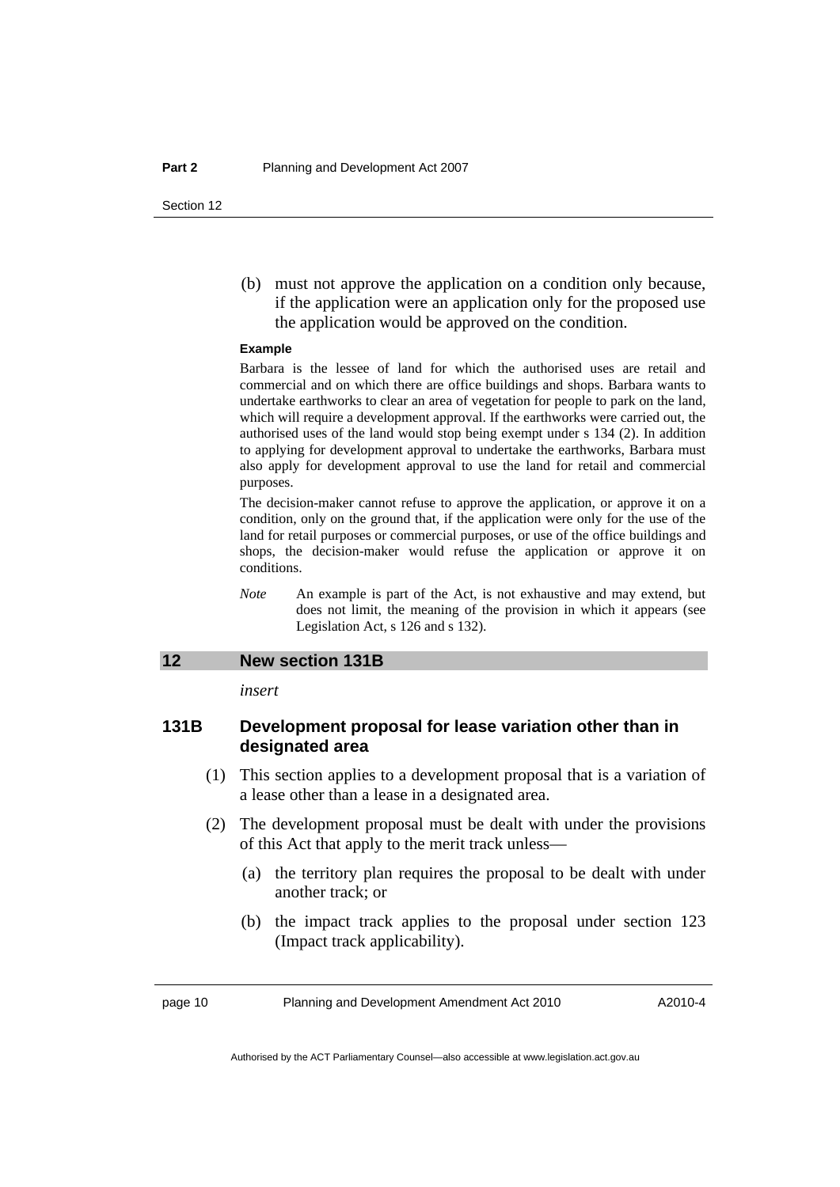(b) must not approve the application on a condition only because, if the application were an application only for the proposed use the application would be approved on the condition.

**Example**

Barbara is the lessee of land for which the authorised uses are retail and commercial and on which there are office buildings and shops. Barbara wants to undertake earthworks to clear an area of vegetation for people to park on the land, which will require a development approval. If the earthworks were carried out, the authorised uses of the land would stop being exempt under s 134 (2). In addition to applying for development approval to undertake the earthworks, Barbara must also apply for development approval to use the land for retail and commercial purposes.

The decision-maker cannot refuse to approve the application, or approve it on a condition, only on the ground that, if the application were only for the use of the land for retail purposes or commercial purposes, or use of the office buildings and shops, the decision-maker would refuse the application or approve it on conditions.

*Note* An example is part of the Act, is not exhaustive and may extend, but does not limit, the meaning of the provision in which it appears (see Legislation Act, s 126 and s 132).

## 12 New section 131B

*insert*

### 131B Development proposal for lease variation other than in designated area

(1) This section applies to a development proposal that is a variation of a lease other than a lease in a designated area.

(2) The development proposal must be dealt with under the provisions of this Act that apply to the merit track unless—

(a) the territory plan requires the proposal to be dealt with under another track; or

(b) the impact track applies to the proposal under section 123 (Impact track applicability).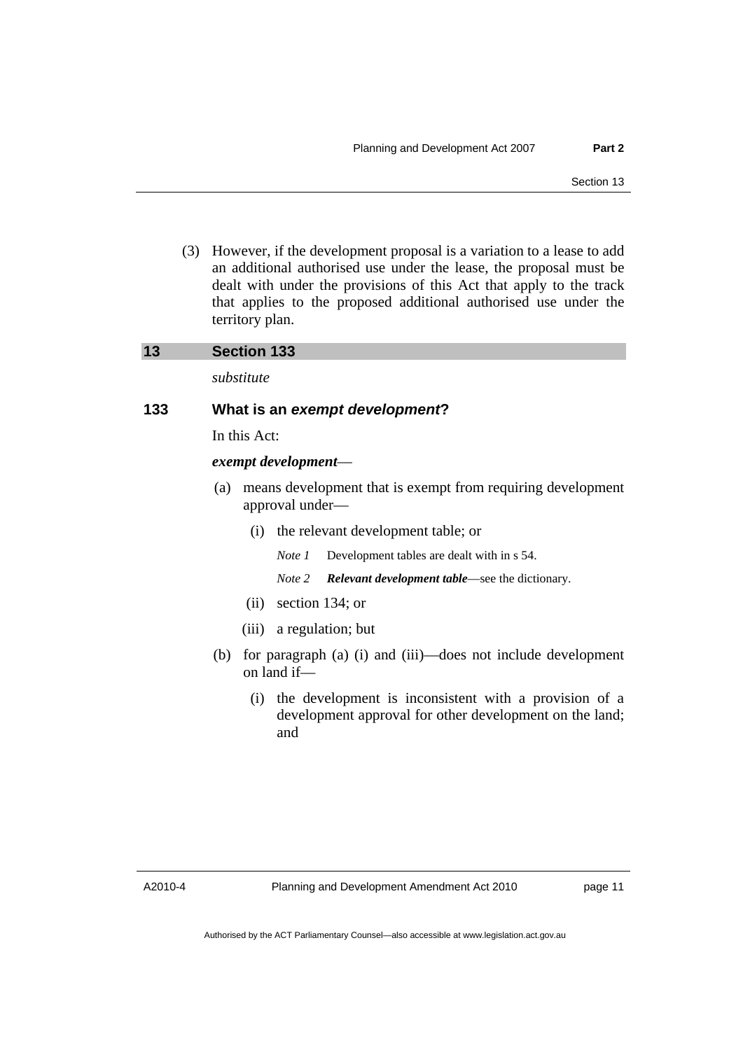(3) However, if the development proposal is a variation to a lease to add an additional authorised use under the lease, the proposal must be dealt with under the provisions of this Act that apply to the track that applies to the proposed additional authorised use under the territory plan.

## 13 Section 133

*substitute*

### 133 What is an *exempt development*?

In this Act:

***exempt development***—

(a) means development that is exempt from requiring development approval under—

(i) the relevant development table; or

*Note 1* Development tables are dealt with in s 54.

*Note 2* ***Relevant development table***—see the dictionary.

(ii) section 134; or

(iii) a regulation; but

(b) for paragraph (a) (i) and (iii)—does not include development on land if—

(i) the development is inconsistent with a provision of a development approval for other development on the land; and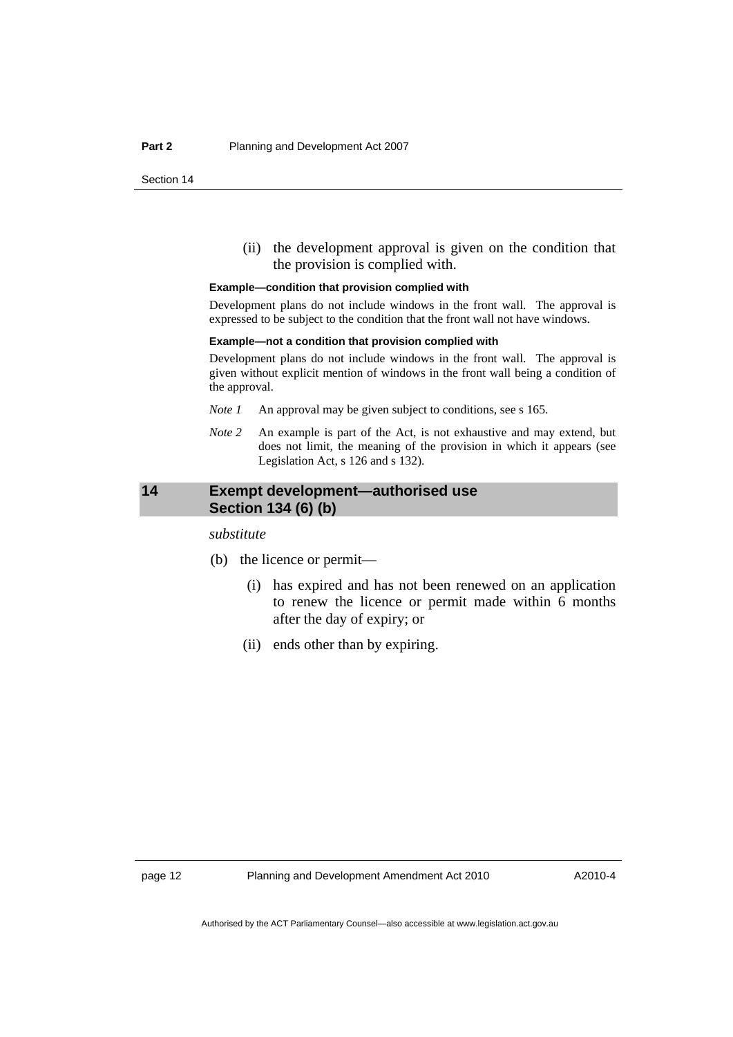(ii) the development approval is given on the condition that the provision is complied with.

**Example—condition that provision complied with**

Development plans do not include windows in the front wall. The approval is expressed to be subject to the condition that the front wall not have windows.

**Example—not a condition that provision complied with**

Development plans do not include windows in the front wall. The approval is given without explicit mention of windows in the front wall being a condition of the approval.

*Note 1* An approval may be given subject to conditions, see s 165.

*Note 2* An example is part of the Act, is not exhaustive and may extend, but does not limit, the meaning of the provision in which it appears (see Legislation Act, s 126 and s 132).

## 14 Exempt development—authorised use Section 134 (6) (b)

*substitute*

(b) the licence or permit—

(i) has expired and has not been renewed on an application to renew the licence or permit made within 6 months after the day of expiry; or

(ii) ends other than by expiring.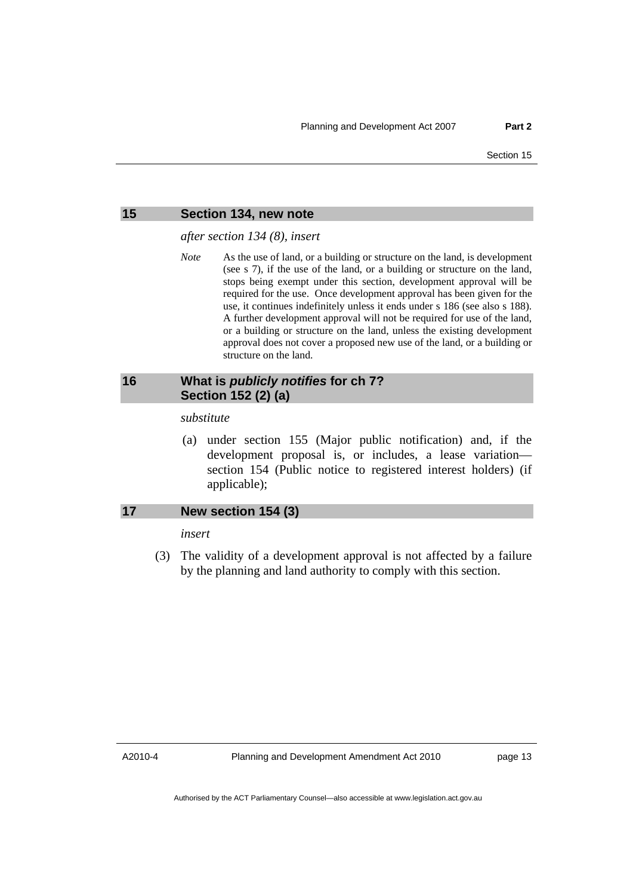## 15 Section 134, new note

*after section 134 (8), insert*

*Note* As the use of land, or a building or structure on the land, is development (see s 7), if the use of the land, or a building or structure on the land, stops being exempt under this section, development approval will be required for the use. Once development approval has been given for the use, it continues indefinitely unless it ends under s 186 (see also s 188). A further development approval will not be required for use of the land, or a building or structure on the land, unless the existing development approval does not cover a proposed new use of the land, or a building or structure on the land.

## 16 What is *publicly notifies* for ch 7? Section 152 (2) (a)

*substitute*

(a) under section 155 (Major public notification) and, if the development proposal is, or includes, a lease variation—section 154 (Public notice to registered interest holders) (if applicable);

## 17 New section 154 (3)

*insert*

(3) The validity of a development approval is not affected by a failure by the planning and land authority to comply with this section.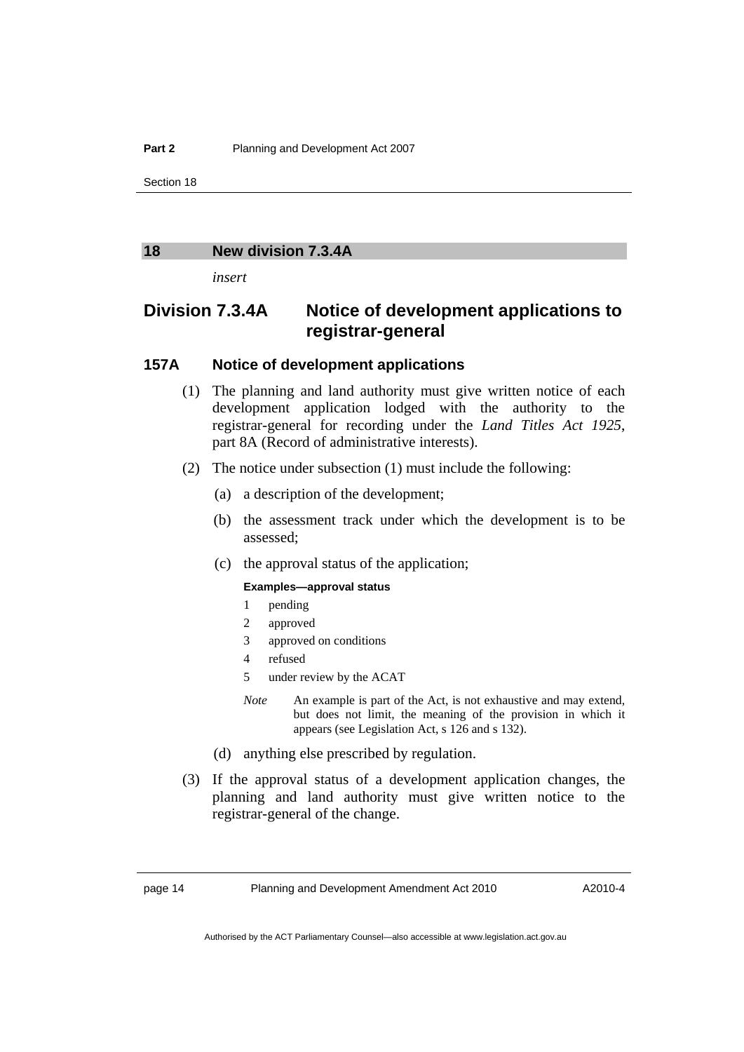## 18 New division 7.3.4A

*insert*

## Division 7.3.4A Notice of development applications to registrar-general

### 157A Notice of development applications

(1) The planning and land authority must give written notice of each development application lodged with the authority to the registrar-general for recording under the *Land Titles Act 1925*, part 8A (Record of administrative interests).

(2) The notice under subsection (1) must include the following:

(a) a description of the development;

(b) the assessment track under which the development is to be assessed;

(c) the approval status of the application;

**Examples—approval status**

1 pending

2 approved

3 approved on conditions

4 refused

5 under review by the ACAT

*Note* An example is part of the Act, is not exhaustive and may extend, but does not limit, the meaning of the provision in which it appears (see Legislation Act, s 126 and s 132).

(d) anything else prescribed by regulation.

(3) If the approval status of a development application changes, the planning and land authority must give written notice to the registrar-general of the change.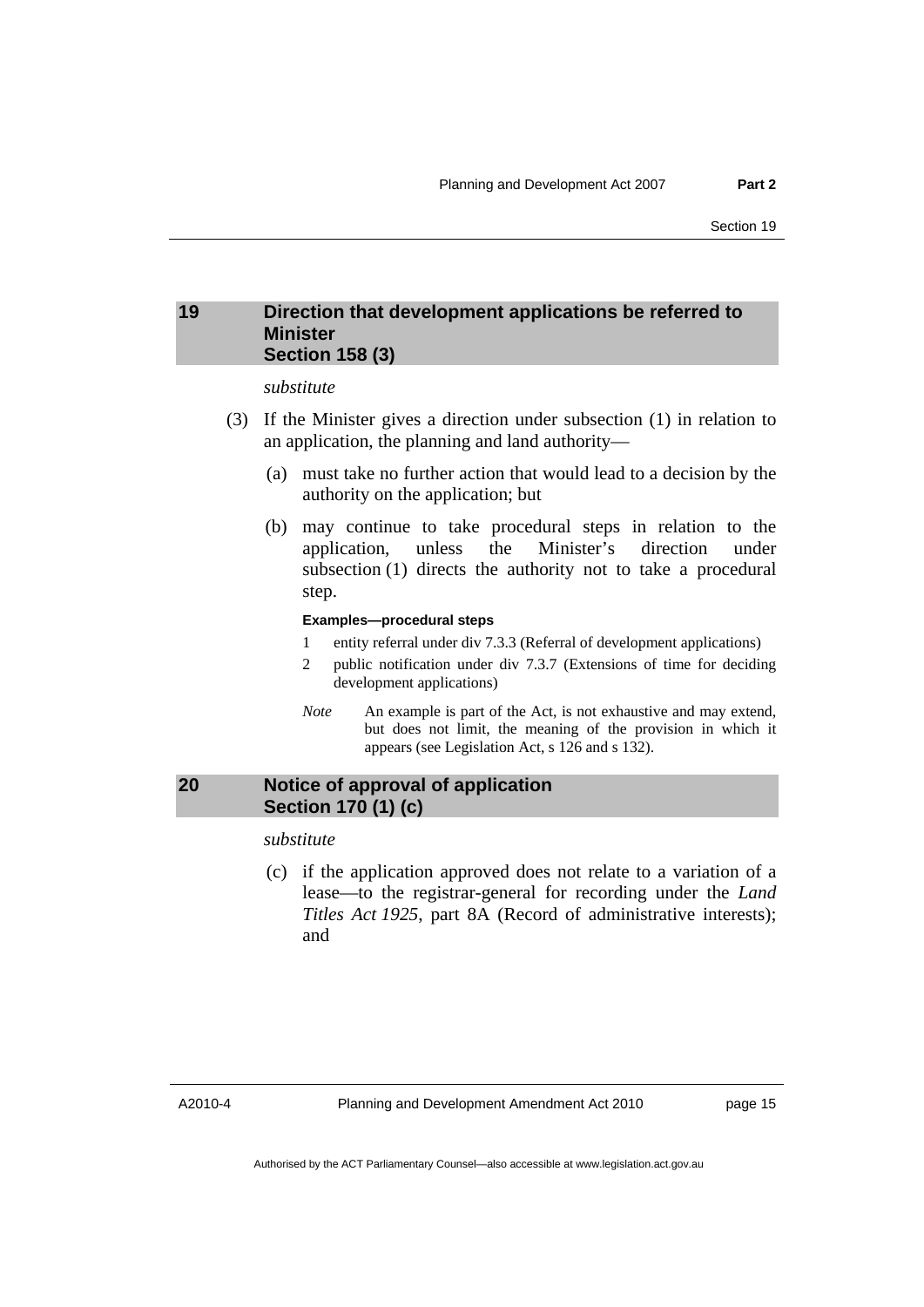## 19 Direction that development applications be referred to Minister Section 158 (3)

*substitute*

(3) If the Minister gives a direction under subsection (1) in relation to an application, the planning and land authority—

(a) must take no further action that would lead to a decision by the authority on the application; but

(b) may continue to take procedural steps in relation to the application, unless the Minister's direction under subsection (1) directs the authority not to take a procedural step.

**Examples—procedural steps**

1 entity referral under div 7.3.3 (Referral of development applications)

2 public notification under div 7.3.7 (Extensions of time for deciding development applications)

*Note* An example is part of the Act, is not exhaustive and may extend, but does not limit, the meaning of the provision in which it appears (see Legislation Act, s 126 and s 132).

## 20 Notice of approval of application Section 170 (1) (c)

*substitute*

(c) if the application approved does not relate to a variation of a lease—to the registrar-general for recording under the *Land Titles Act 1925*, part 8A (Record of administrative interests); and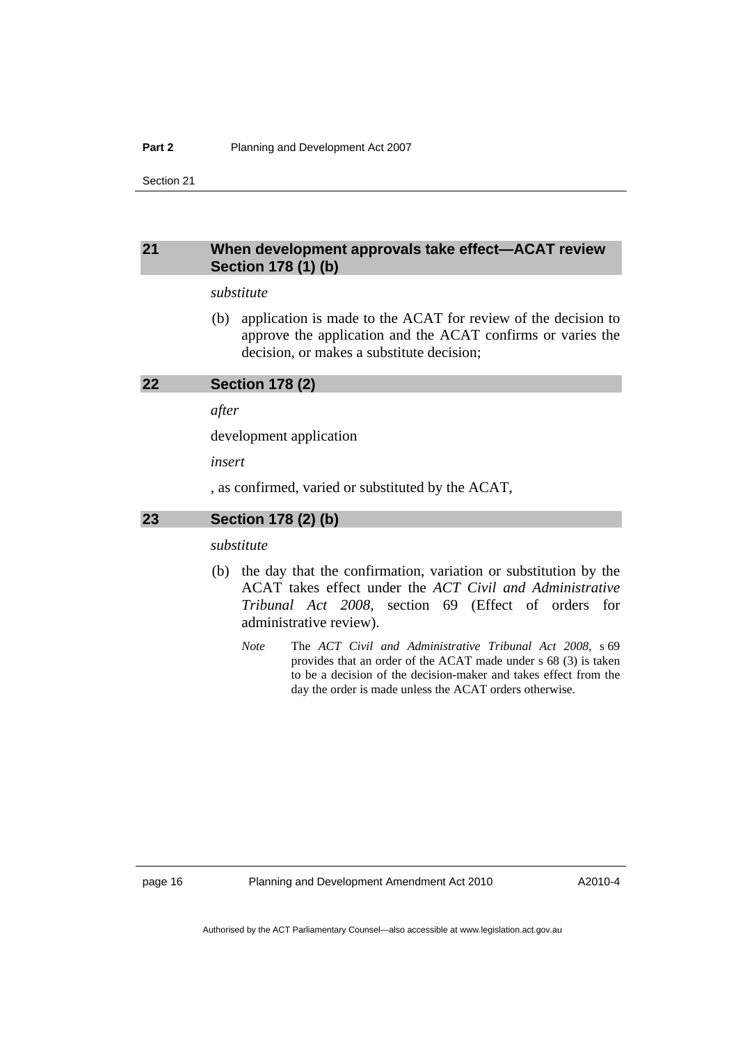## 21 When development approvals take effect—ACAT review Section 178 (1) (b)

*substitute*

(b) application is made to the ACAT for review of the decision to approve the application and the ACAT confirms or varies the decision, or makes a substitute decision;

## 22 Section 178 (2)

*after*

development application

*insert*

, as confirmed, varied or substituted by the ACAT,

## 23 Section 178 (2) (b)

*substitute*

(b) the day that the confirmation, variation or substitution by the ACAT takes effect under the *ACT Civil and Administrative Tribunal Act 2008*, section 69 (Effect of orders for administrative review).

*Note* The *ACT Civil and Administrative Tribunal Act 2008*, s 69 provides that an order of the ACAT made under s 68 (3) is taken to be a decision of the decision-maker and takes effect from the day the order is made unless the ACAT orders otherwise.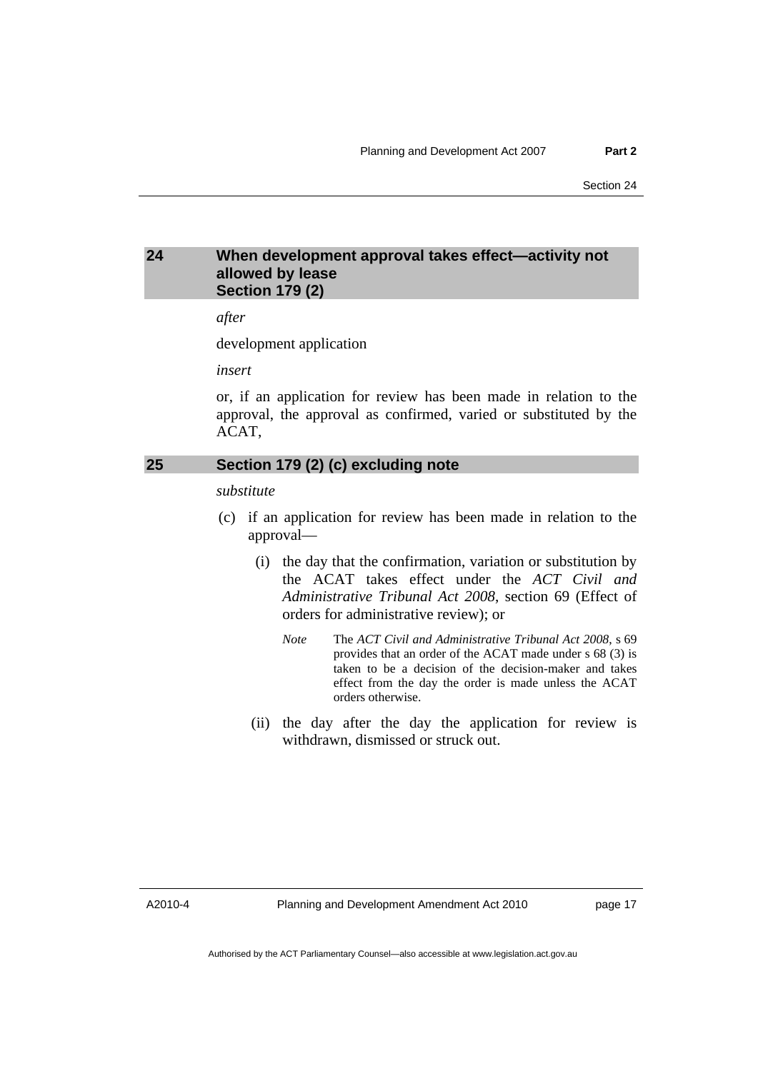## 24 When development approval takes effect—activity not allowed by lease Section 179 (2)

*after*

development application

*insert*

or, if an application for review has been made in relation to the approval, the approval as confirmed, varied or substituted by the ACAT,

## 25 Section 179 (2) (c) excluding note

*substitute*

(c) if an application for review has been made in relation to the approval—

(i) the day that the confirmation, variation or substitution by the ACAT takes effect under the *ACT Civil and Administrative Tribunal Act 2008*, section 69 (Effect of orders for administrative review); or

*Note* The *ACT Civil and Administrative Tribunal Act 2008*, s 69 provides that an order of the ACAT made under s 68 (3) is taken to be a decision of the decision-maker and takes effect from the day the order is made unless the ACAT orders otherwise.

(ii) the day after the day the application for review is withdrawn, dismissed or struck out.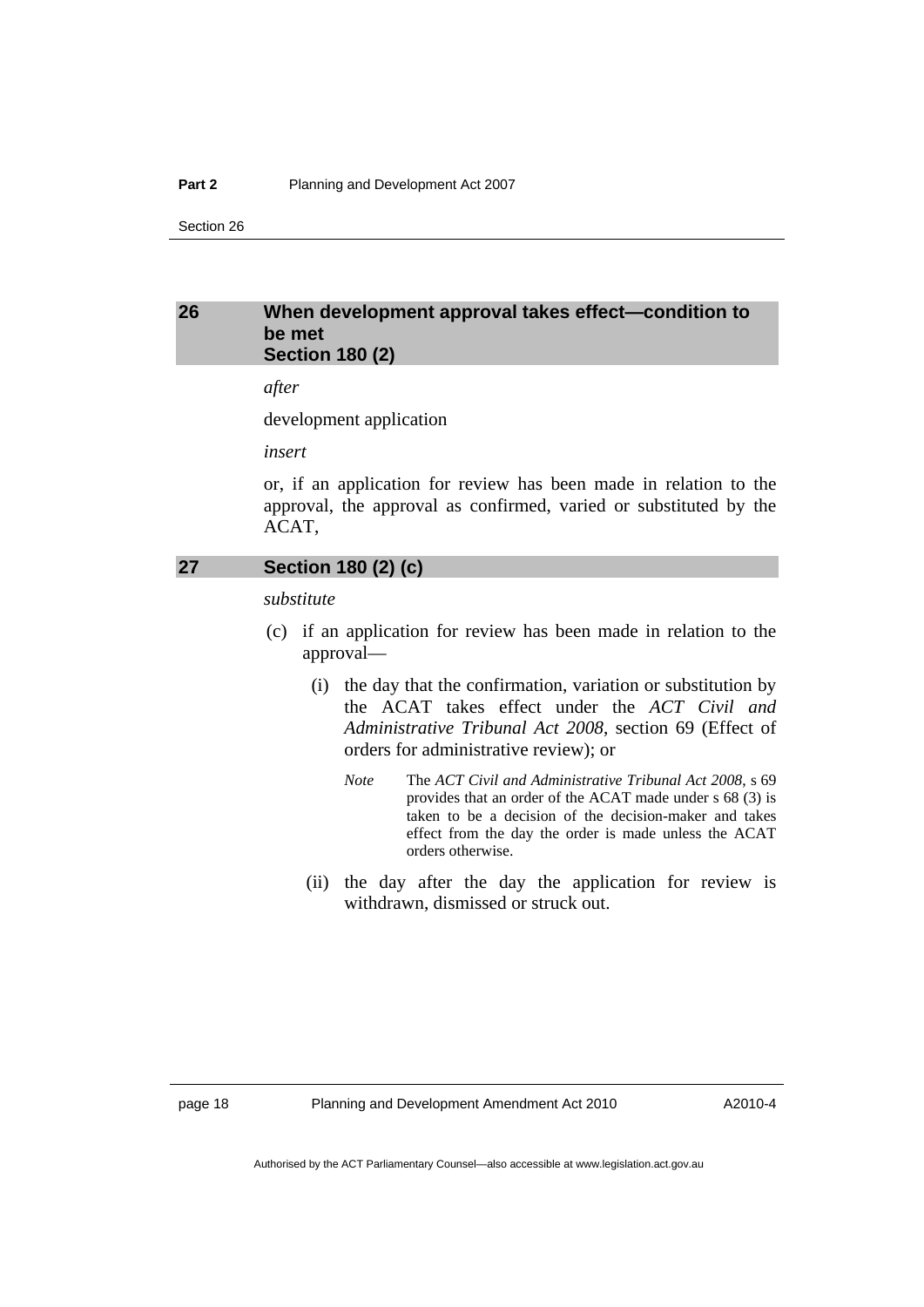## 26 When development approval takes effect—condition to be met Section 180 (2)

*after*

development application

*insert*

or, if an application for review has been made in relation to the approval, the approval as confirmed, varied or substituted by the ACAT,

## 27 Section 180 (2) (c)

*substitute*

(c) if an application for review has been made in relation to the approval—

  (i) the day that the confirmation, variation or substitution by the ACAT takes effect under the *ACT Civil and Administrative Tribunal Act 2008*, section 69 (Effect of orders for administrative review); or

  *Note* The *ACT Civil and Administrative Tribunal Act 2008*, s 69 provides that an order of the ACAT made under s 68 (3) is taken to be a decision of the decision-maker and takes effect from the day the order is made unless the ACAT orders otherwise.

  (ii) the day after the day the application for review is withdrawn, dismissed or struck out.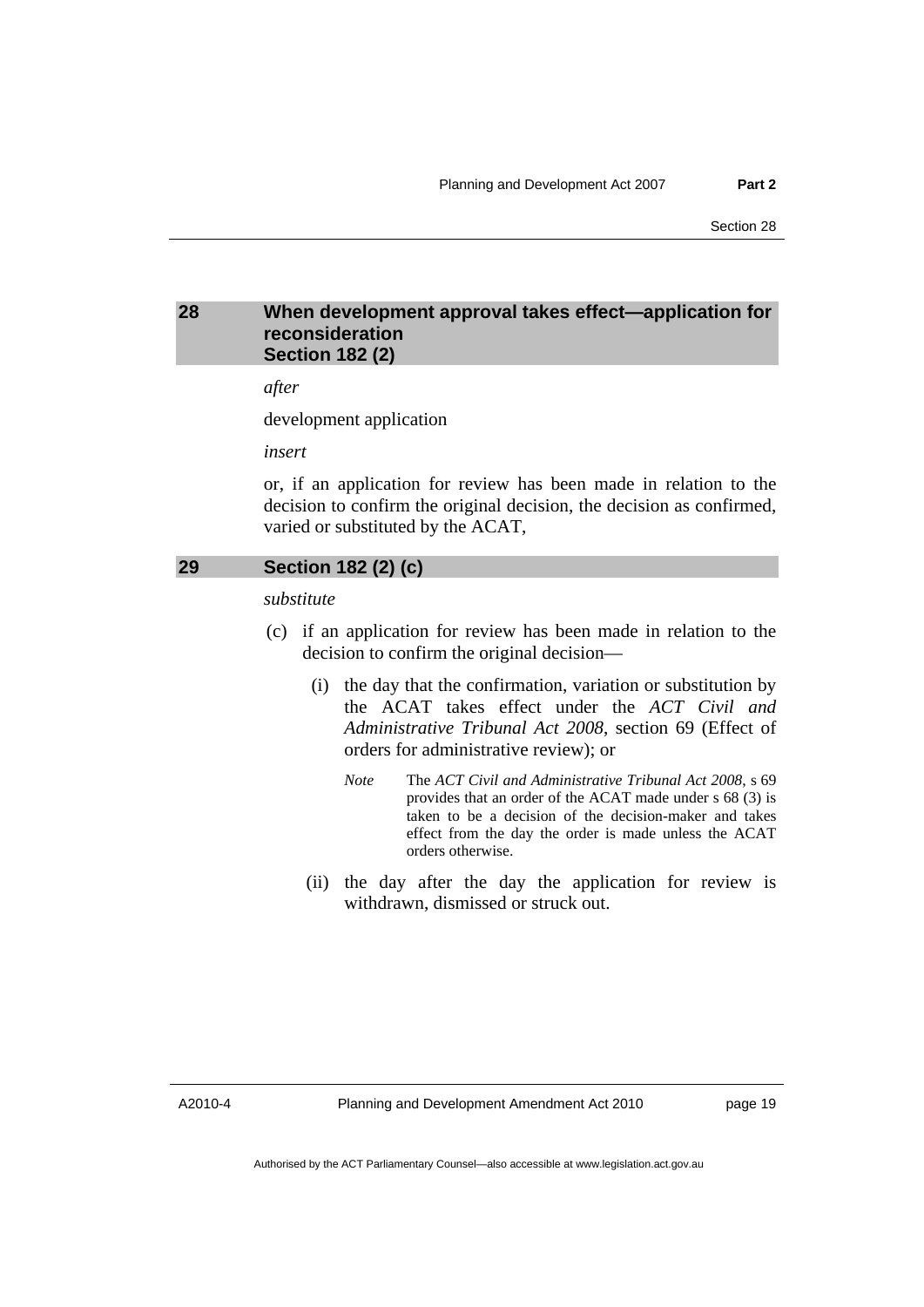## 28 When development approval takes effect—application for reconsideration Section 182 (2)

*after*

development application

*insert*

or, if an application for review has been made in relation to the decision to confirm the original decision, the decision as confirmed, varied or substituted by the ACAT,

## 29 Section 182 (2) (c)

*substitute*

(c) if an application for review has been made in relation to the decision to confirm the original decision—

(i) the day that the confirmation, variation or substitution by the ACAT takes effect under the *ACT Civil and Administrative Tribunal Act 2008*, section 69 (Effect of orders for administrative review); or

*Note* The *ACT Civil and Administrative Tribunal Act 2008*, s 69 provides that an order of the ACAT made under s 68 (3) is taken to be a decision of the decision-maker and takes effect from the day the order is made unless the ACAT orders otherwise.

(ii) the day after the day the application for review is withdrawn, dismissed or struck out.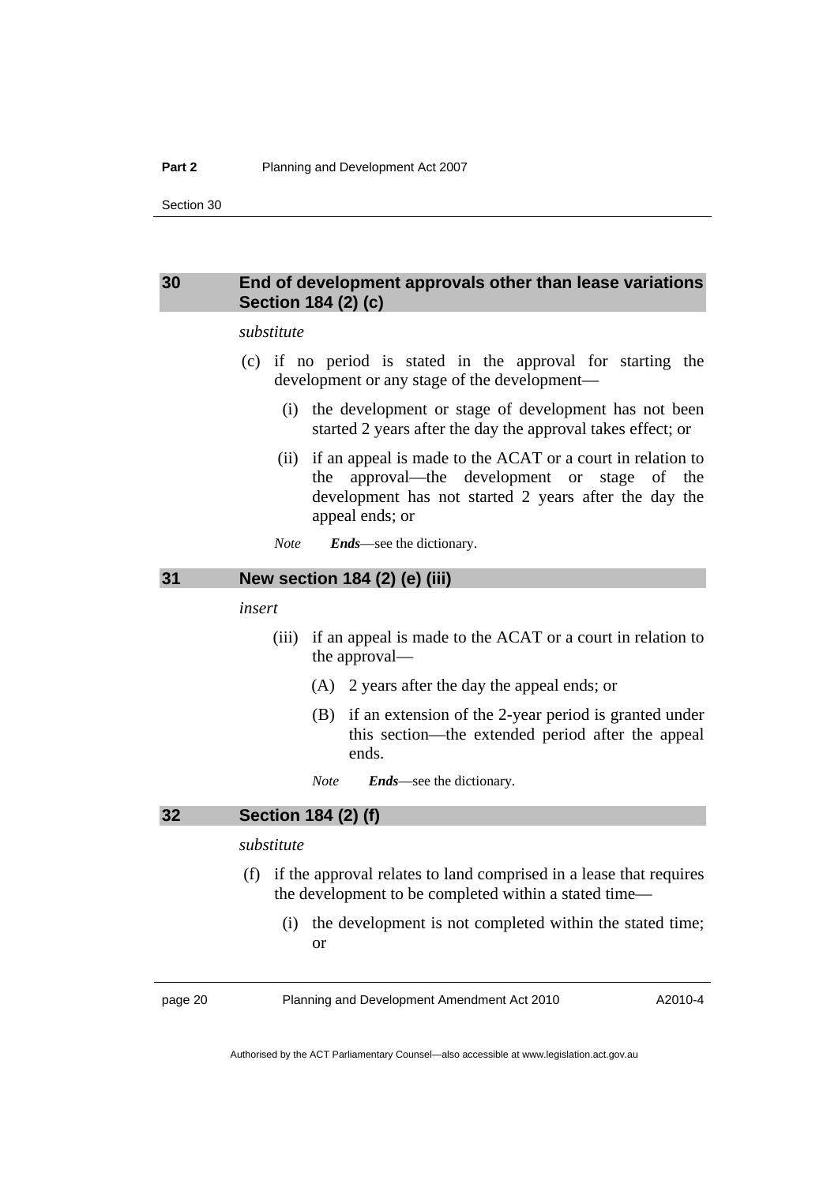## 30 End of development approvals other than lease variations Section 184 (2) (c)

*substitute*

(c) if no period is stated in the approval for starting the development or any stage of the development—

(i) the development or stage of development has not been started 2 years after the day the approval takes effect; or

(ii) if an appeal is made to the ACAT or a court in relation to the approval—the development or stage of the development has not started 2 years after the day the appeal ends; or

*Note* ***Ends***—see the dictionary.

## 31 New section 184 (2) (e) (iii)

*insert*

(iii) if an appeal is made to the ACAT or a court in relation to the approval—

(A) 2 years after the day the appeal ends; or

(B) if an extension of the 2-year period is granted under this section—the extended period after the appeal ends.

*Note* ***Ends***—see the dictionary.

## 32 Section 184 (2) (f)

*substitute*

(f) if the approval relates to land comprised in a lease that requires the development to be completed within a stated time—

(i) the development is not completed within the stated time; or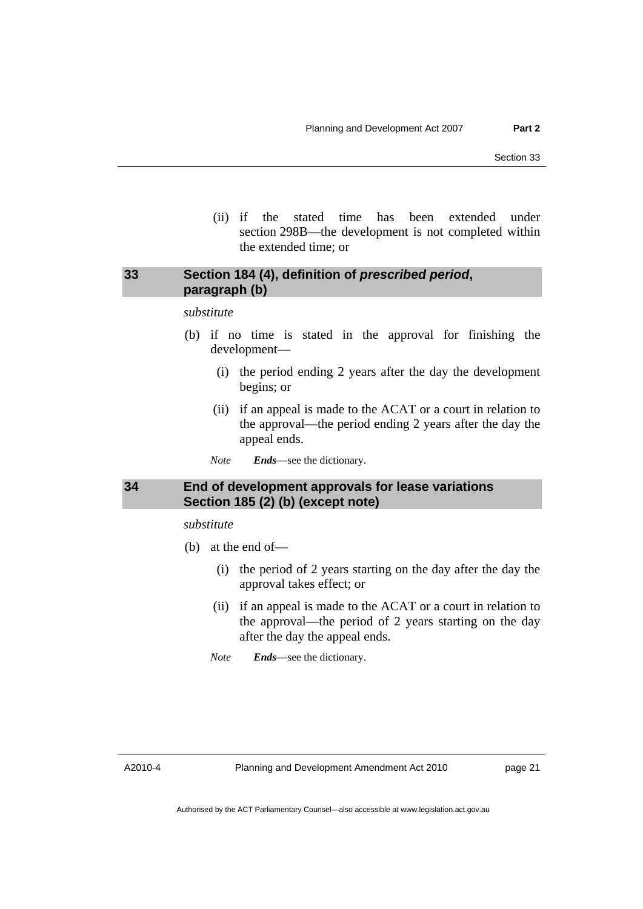(ii) if the stated time has been extended under section 298B—the development is not completed within the extended time; or

## 33 Section 184 (4), definition of *prescribed period*, paragraph (b)

*substitute*

(b) if no time is stated in the approval for finishing the development—

(i) the period ending 2 years after the day the development begins; or

(ii) if an appeal is made to the ACAT or a court in relation to the approval—the period ending 2 years after the day the appeal ends.

*Note* ***Ends***—see the dictionary.

## 34 End of development approvals for lease variations Section 185 (2) (b) (except note)

*substitute*

(b) at the end of—

(i) the period of 2 years starting on the day after the day the approval takes effect; or

(ii) if an appeal is made to the ACAT or a court in relation to the approval—the period of 2 years starting on the day after the day the appeal ends.

*Note* ***Ends***—see the dictionary.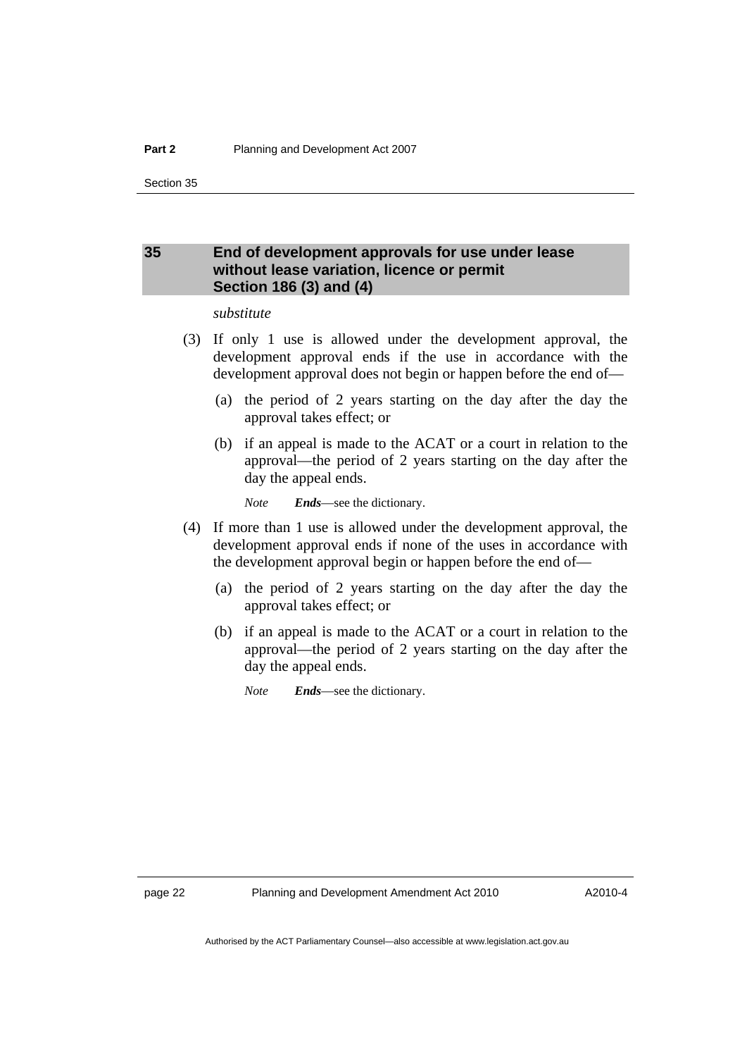## 35 End of development approvals for use under lease without lease variation, licence or permit Section 186 (3) and (4)

*substitute*

(3) If only 1 use is allowed under the development approval, the development approval ends if the use in accordance with the development approval does not begin or happen before the end of—

(a) the period of 2 years starting on the day after the day the approval takes effect; or

(b) if an appeal is made to the ACAT or a court in relation to the approval—the period of 2 years starting on the day after the day the appeal ends.

*Note* ***Ends***—see the dictionary.

(4) If more than 1 use is allowed under the development approval, the development approval ends if none of the uses in accordance with the development approval begin or happen before the end of—

(a) the period of 2 years starting on the day after the day the approval takes effect; or

(b) if an appeal is made to the ACAT or a court in relation to the approval—the period of 2 years starting on the day after the day the appeal ends.

*Note* ***Ends***—see the dictionary.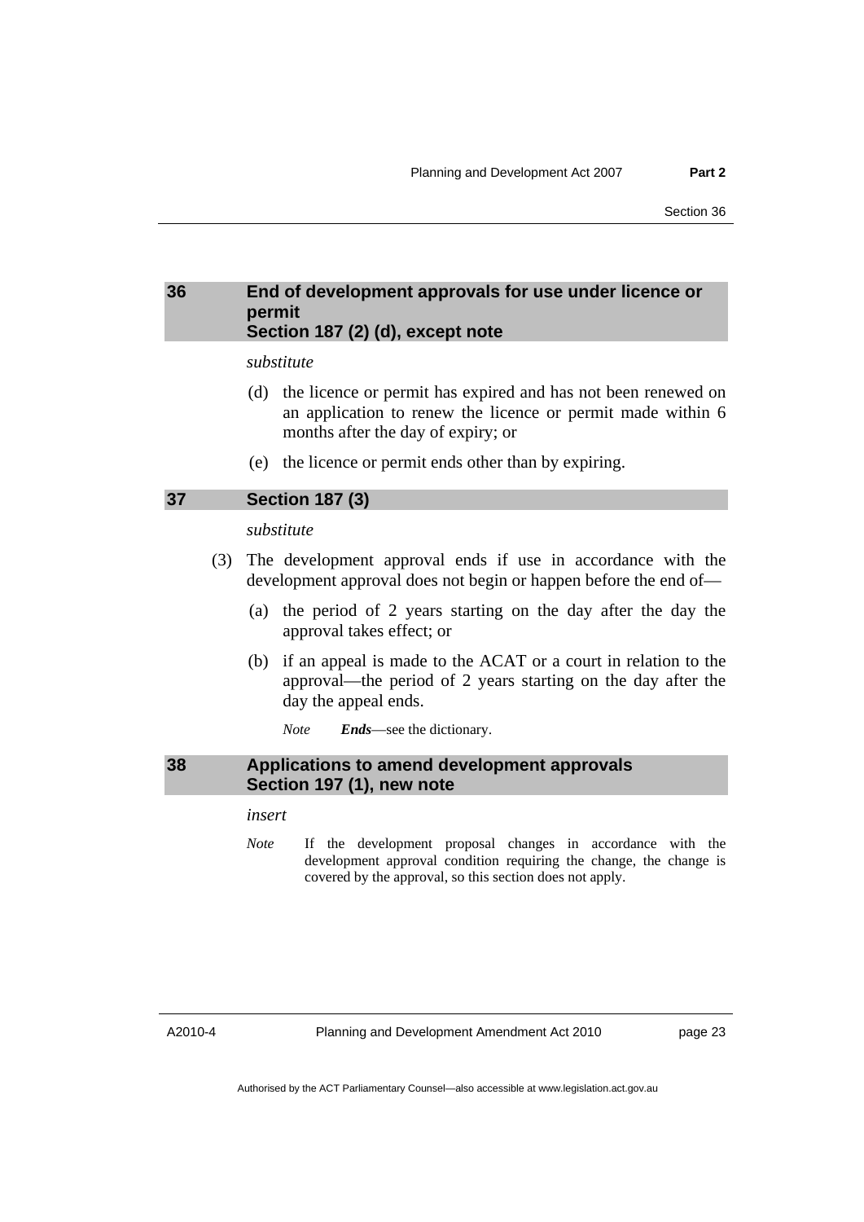## 36 End of development approvals for use under licence or permit Section 187 (2) (d), except note

*substitute*

(d) the licence or permit has expired and has not been renewed on an application to renew the licence or permit made within 6 months after the day of expiry; or

(e) the licence or permit ends other than by expiring.

## 37 Section 187 (3)

*substitute*

(3) The development approval ends if use in accordance with the development approval does not begin or happen before the end of—

(a) the period of 2 years starting on the day after the day the approval takes effect; or

(b) if an appeal is made to the ACAT or a court in relation to the approval—the period of 2 years starting on the day after the day the appeal ends.

*Note* ***Ends***—see the dictionary.

## 38 Applications to amend development approvals Section 197 (1), new note

*insert*

*Note* If the development proposal changes in accordance with the development approval condition requiring the change, the change is covered by the approval, so this section does not apply.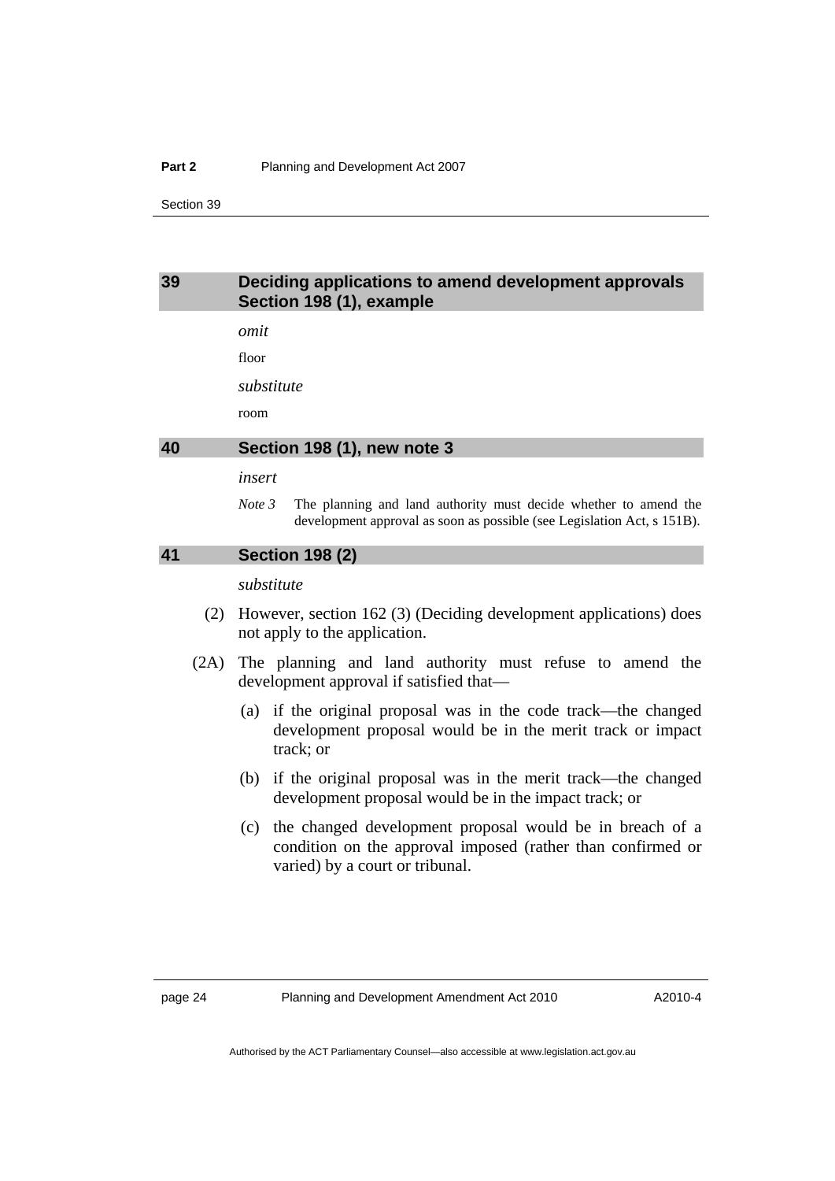### 39 Deciding applications to amend development approvals Section 198 (1), example

*omit*

floor

*substitute*

room

### 40 Section 198 (1), new note 3

*insert*

*Note 3* The planning and land authority must decide whether to amend the development approval as soon as possible (see Legislation Act, s 151B).

### 41 Section 198 (2)

*substitute*

(2) However, section 162 (3) (Deciding development applications) does not apply to the application.

(2A) The planning and land authority must refuse to amend the development approval if satisfied that—

(a) if the original proposal was in the code track—the changed development proposal would be in the merit track or impact track; or

(b) if the original proposal was in the merit track—the changed development proposal would be in the impact track; or

(c) the changed development proposal would be in breach of a condition on the approval imposed (rather than confirmed or varied) by a court or tribunal.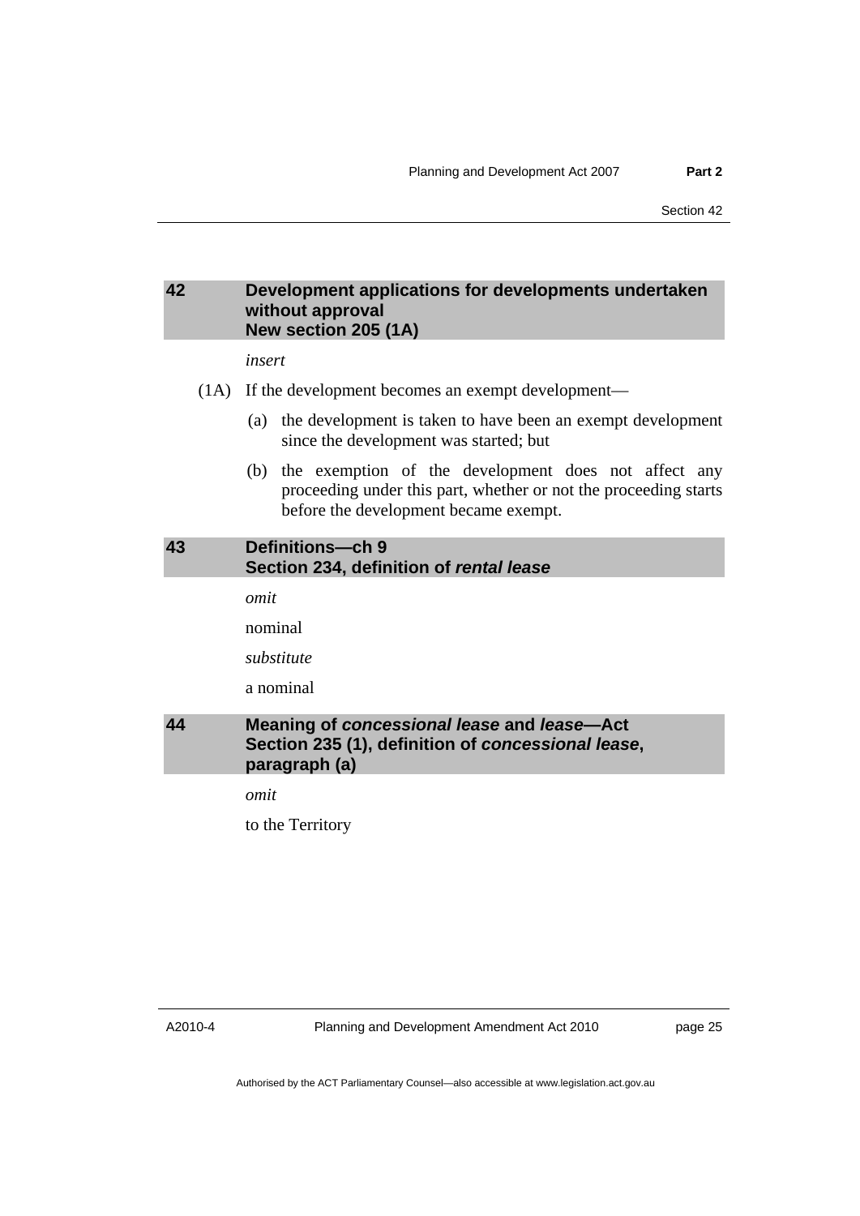## 42 Development applications for developments undertaken without approval New section 205 (1A)

*insert*

(1A) If the development becomes an exempt development—

(a) the development is taken to have been an exempt development since the development was started; but

(b) the exemption of the development does not affect any proceeding under this part, whether or not the proceeding starts before the development became exempt.

## 43 Definitions—ch 9 Section 234, definition of *rental lease*

*omit*

nominal

*substitute*

a nominal

## 44 Meaning of *concessional lease* and *lease*—Act Section 235 (1), definition of *concessional lease*, paragraph (a)

*omit*

to the Territory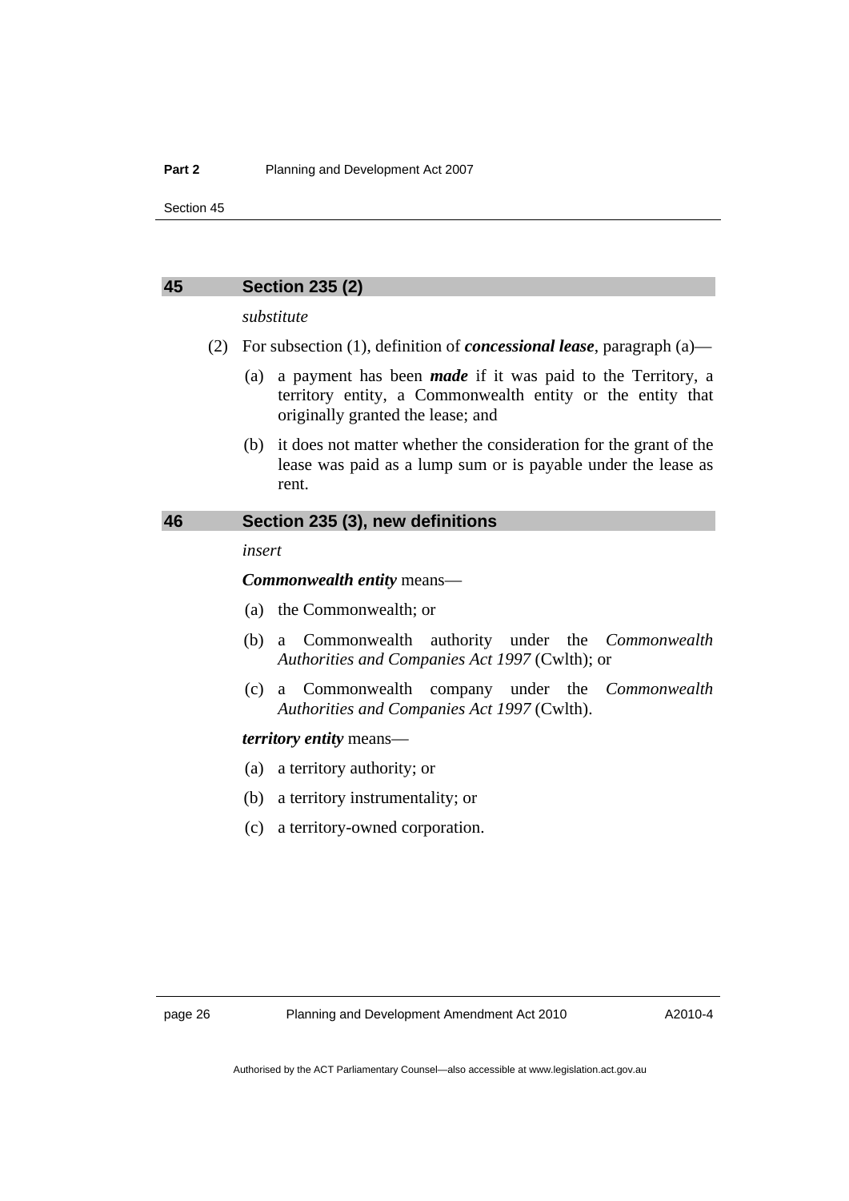## 45 Section 235 (2)

*substitute*

(2) For subsection (1), definition of ***concessional lease***, paragraph (a)—

(a) a payment has been ***made*** if it was paid to the Territory, a territory entity, a Commonwealth entity or the entity that originally granted the lease; and

(b) it does not matter whether the consideration for the grant of the lease was paid as a lump sum or is payable under the lease as rent.

## 46 Section 235 (3), new definitions

*insert*

***Commonwealth entity*** means—

(a) the Commonwealth; or

(b) a Commonwealth authority under the *Commonwealth Authorities and Companies Act 1997* (Cwlth); or

(c) a Commonwealth company under the *Commonwealth Authorities and Companies Act 1997* (Cwlth).

***territory entity*** means—

(a) a territory authority; or

(b) a territory instrumentality; or

(c) a territory-owned corporation.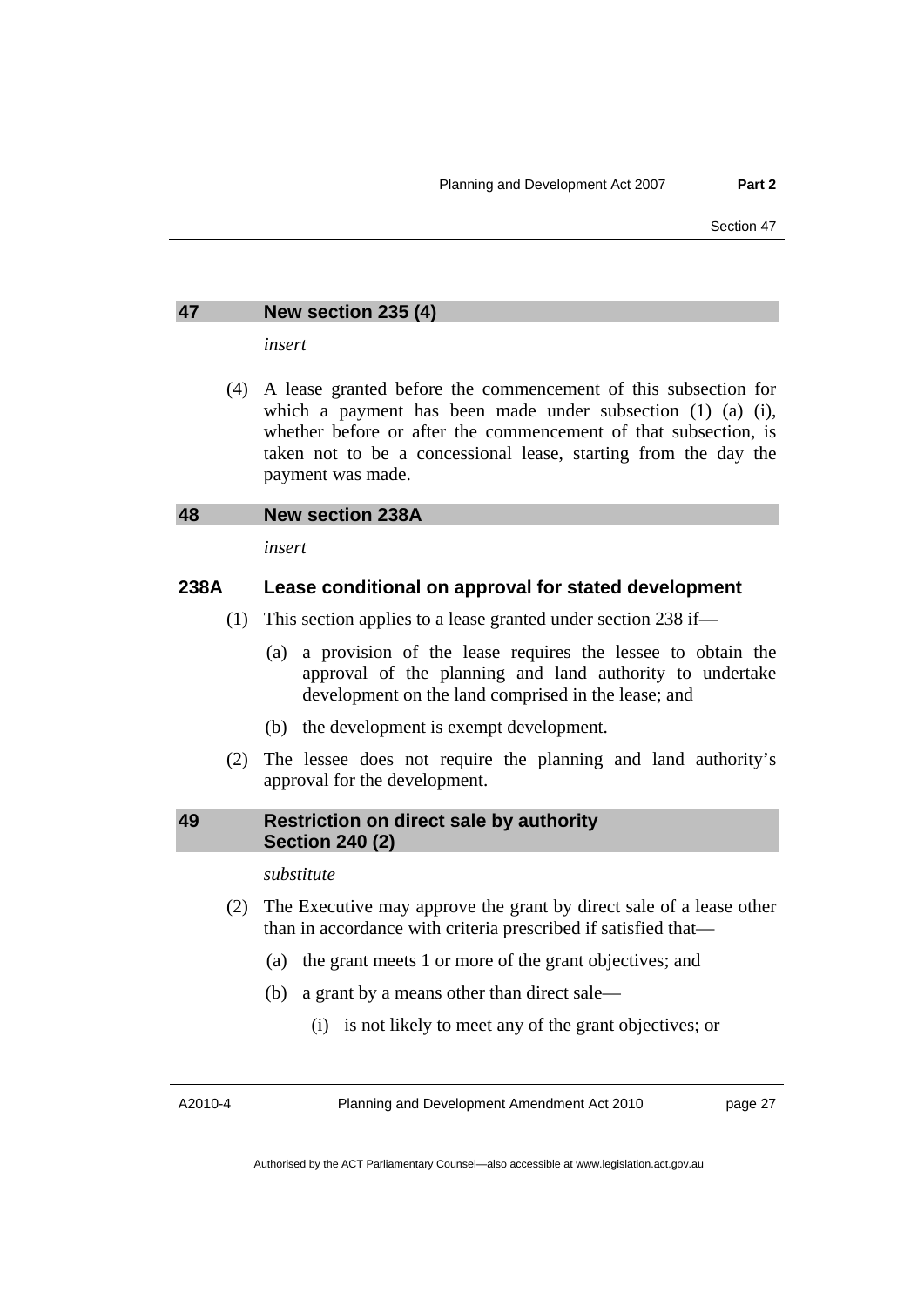## 47 New section 235 (4)

*insert*

(4) A lease granted before the commencement of this subsection for which a payment has been made under subsection (1) (a) (i), whether before or after the commencement of that subsection, is taken not to be a concessional lease, starting from the day the payment was made.

## 48 New section 238A

*insert*

### 238A Lease conditional on approval for stated development

(1) This section applies to a lease granted under section 238 if—

(a) a provision of the lease requires the lessee to obtain the approval of the planning and land authority to undertake development on the land comprised in the lease; and

(b) the development is exempt development.

(2) The lessee does not require the planning and land authority's approval for the development.

## 49 Restriction on direct sale by authority Section 240 (2)

*substitute*

(2) The Executive may approve the grant by direct sale of a lease other than in accordance with criteria prescribed if satisfied that—

(a) the grant meets 1 or more of the grant objectives; and

(b) a grant by a means other than direct sale—

(i) is not likely to meet any of the grant objectives; or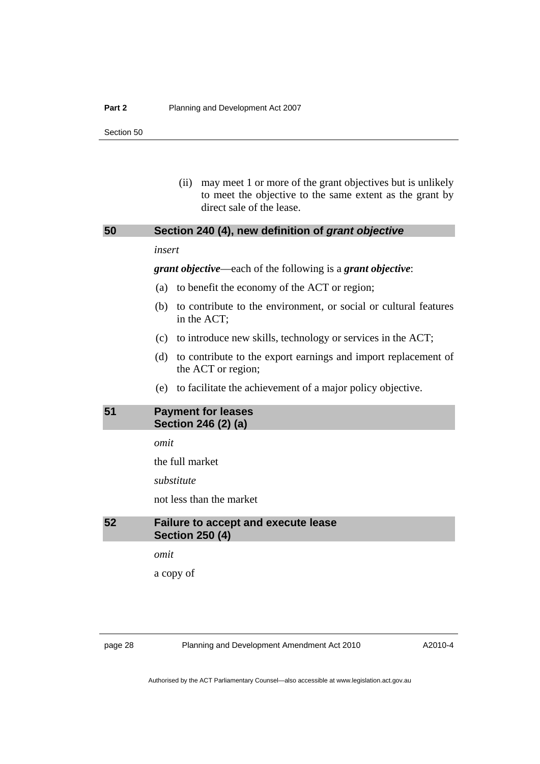(ii) may meet 1 or more of the grant objectives but is unlikely to meet the objective to the same extent as the grant by direct sale of the lease.

## 50 Section 240 (4), new definition of *grant objective*

*insert*

***grant objective***—each of the following is a ***grant objective***:

(a) to benefit the economy of the ACT or region;

(b) to contribute to the environment, or social or cultural features in the ACT;

(c) to introduce new skills, technology or services in the ACT;

(d) to contribute to the export earnings and import replacement of the ACT or region;

(e) to facilitate the achievement of a major policy objective.

## 51 Payment for leases Section 246 (2) (a)

*omit*

the full market

*substitute*

not less than the market

## 52 Failure to accept and execute lease Section 250 (4)

*omit*

a copy of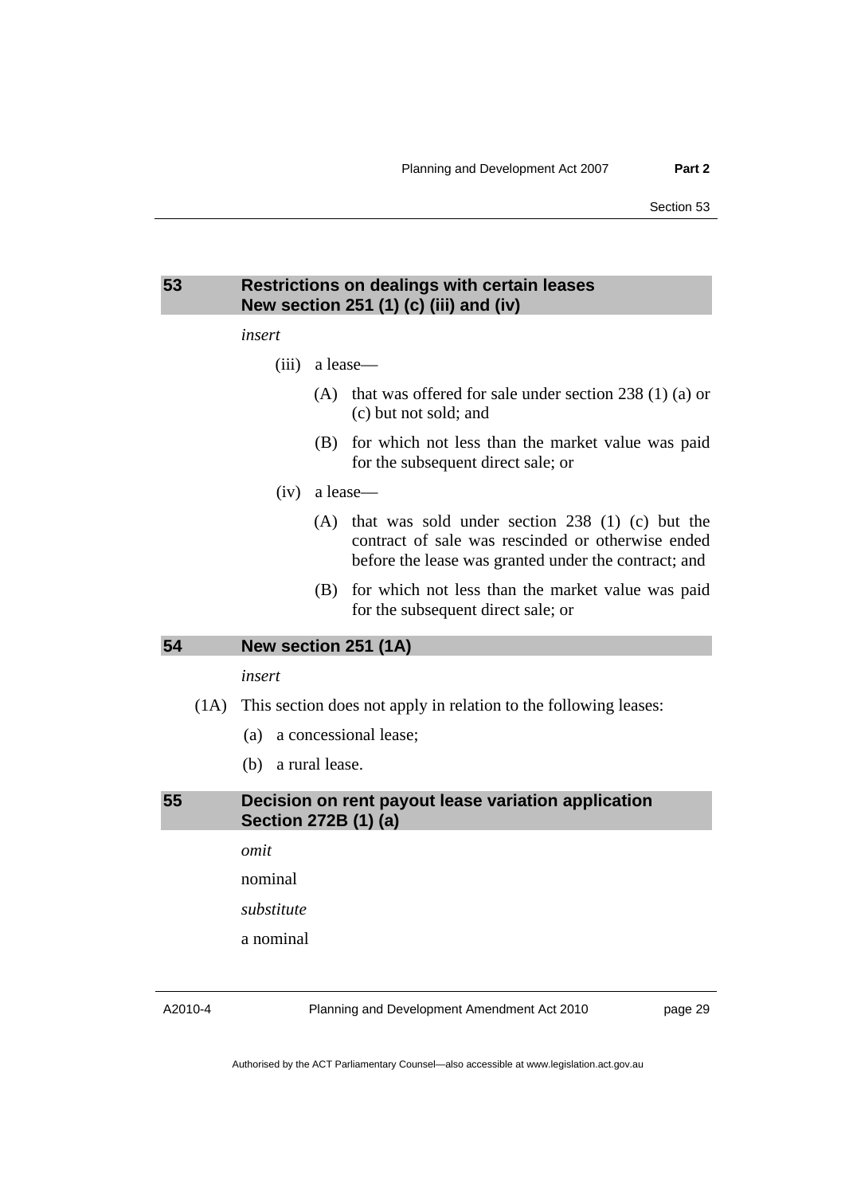## 53 Restrictions on dealings with certain leases New section 251 (1) (c) (iii) and (iv)

*insert*

(iii) a lease—

(A) that was offered for sale under section 238 (1) (a) or (c) but not sold; and

(B) for which not less than the market value was paid for the subsequent direct sale; or

(iv) a lease—

(A) that was sold under section 238 (1) (c) but the contract of sale was rescinded or otherwise ended before the lease was granted under the contract; and

(B) for which not less than the market value was paid for the subsequent direct sale; or

## 54 New section 251 (1A)

*insert*

(1A) This section does not apply in relation to the following leases:

(a) a concessional lease;

(b) a rural lease.

## 55 Decision on rent payout lease variation application Section 272B (1) (a)

*omit*

nominal

*substitute*

a nominal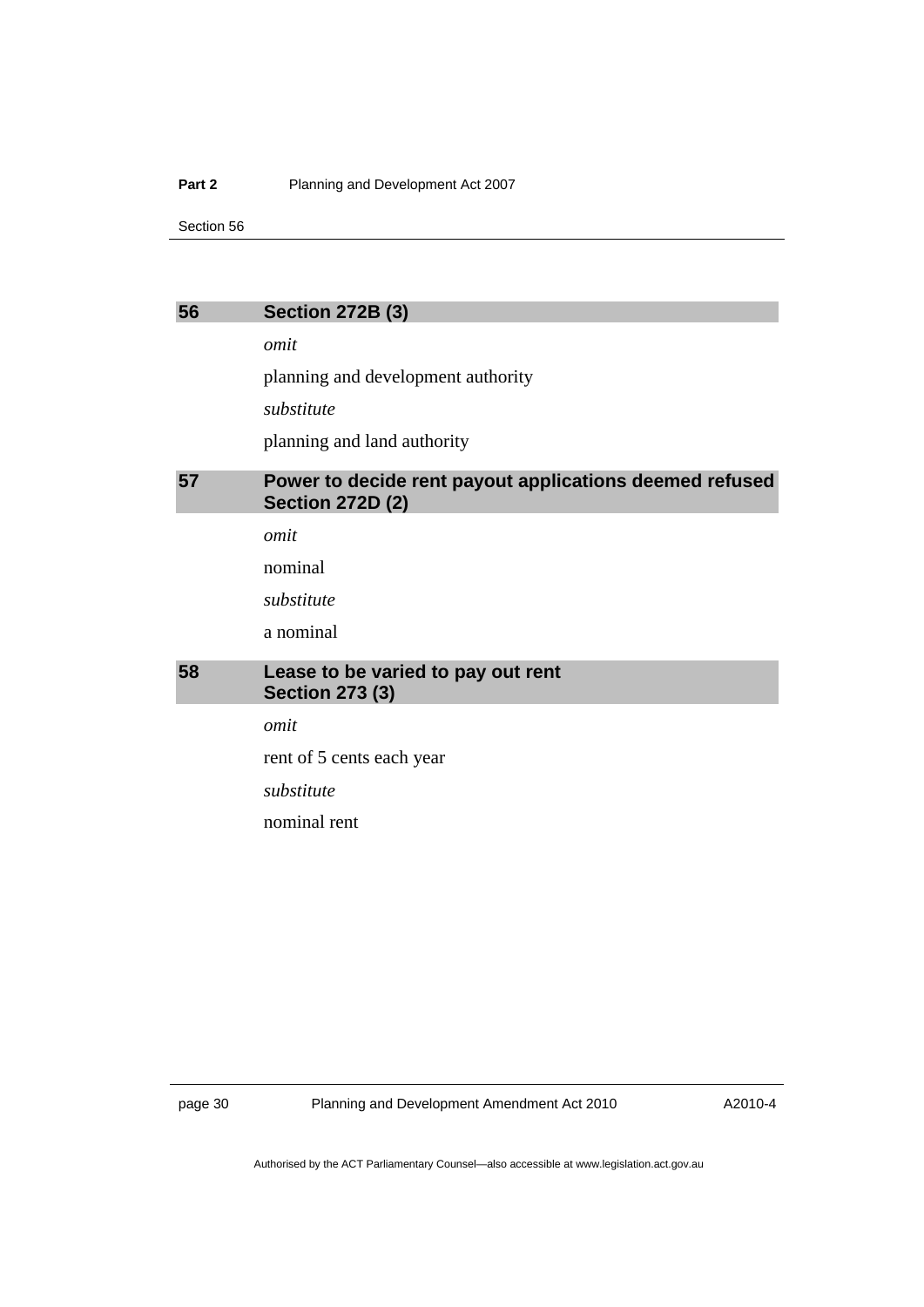## 56 Section 272B (3)

*omit*

planning and development authority

*substitute*

planning and land authority

## 57 Power to decide rent payout applications deemed refused Section 272D (2)

*omit*

nominal

*substitute*

a nominal

## 58 Lease to be varied to pay out rent Section 273 (3)

*omit*

rent of 5 cents each year

*substitute*

nominal rent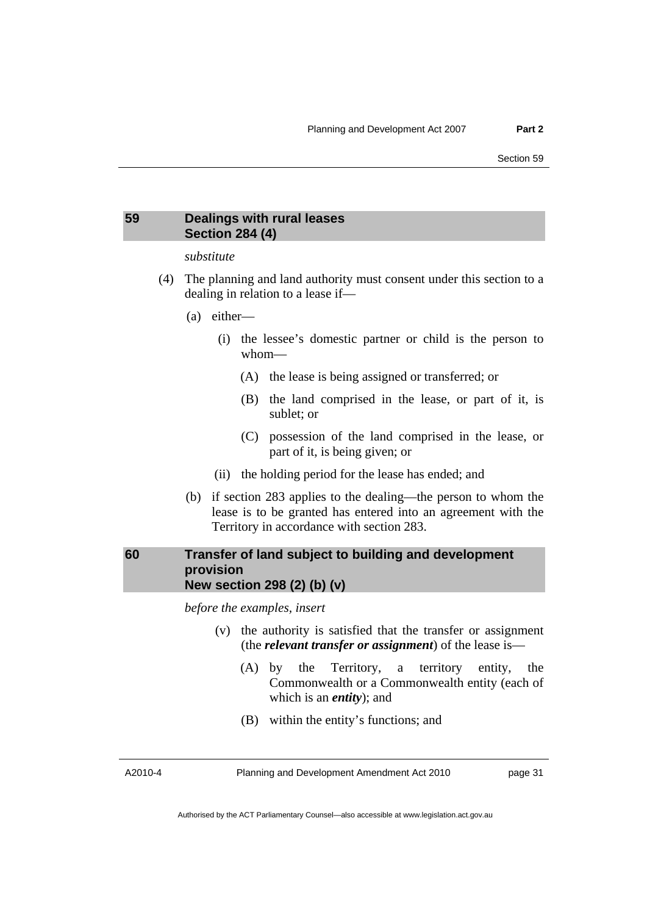## 59 Dealings with rural leases
## Section 284 (4)

*substitute*

(4) The planning and land authority must consent under this section to a dealing in relation to a lease if—

(a) either—

(i) the lessee's domestic partner or child is the person to whom—

(A) the lease is being assigned or transferred; or

(B) the land comprised in the lease, or part of it, is sublet; or

(C) possession of the land comprised in the lease, or part of it, is being given; or

(ii) the holding period for the lease has ended; and

(b) if section 283 applies to the dealing—the person to whom the lease is to be granted has entered into an agreement with the Territory in accordance with section 283.

## 60 Transfer of land subject to building and development provision
## New section 298 (2) (b) (v)

*before the examples, insert*

(v) the authority is satisfied that the transfer or assignment (the ***relevant transfer or assignment***) of the lease is—

(A) by the Territory, a territory entity, the Commonwealth or a Commonwealth entity (each of which is an ***entity***); and

(B) within the entity's functions; and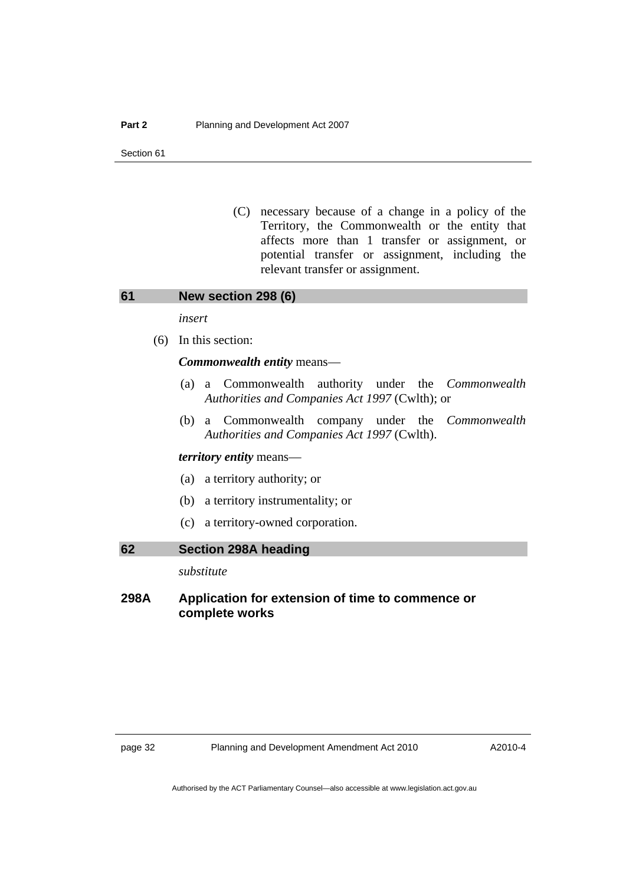(C) necessary because of a change in a policy of the Territory, the Commonwealth or the entity that affects more than 1 transfer or assignment, or potential transfer or assignment, including the relevant transfer or assignment.

## 61 New section 298 (6)

*insert*

(6) In this section:

***Commonwealth entity*** means—

(a) a Commonwealth authority under the *Commonwealth Authorities and Companies Act 1997* (Cwlth); or

(b) a Commonwealth company under the *Commonwealth Authorities and Companies Act 1997* (Cwlth).

***territory entity*** means—

(a) a territory authority; or

(b) a territory instrumentality; or

(c) a territory-owned corporation.

## 62 Section 298A heading

*substitute*

### 298A Application for extension of time to commence or complete works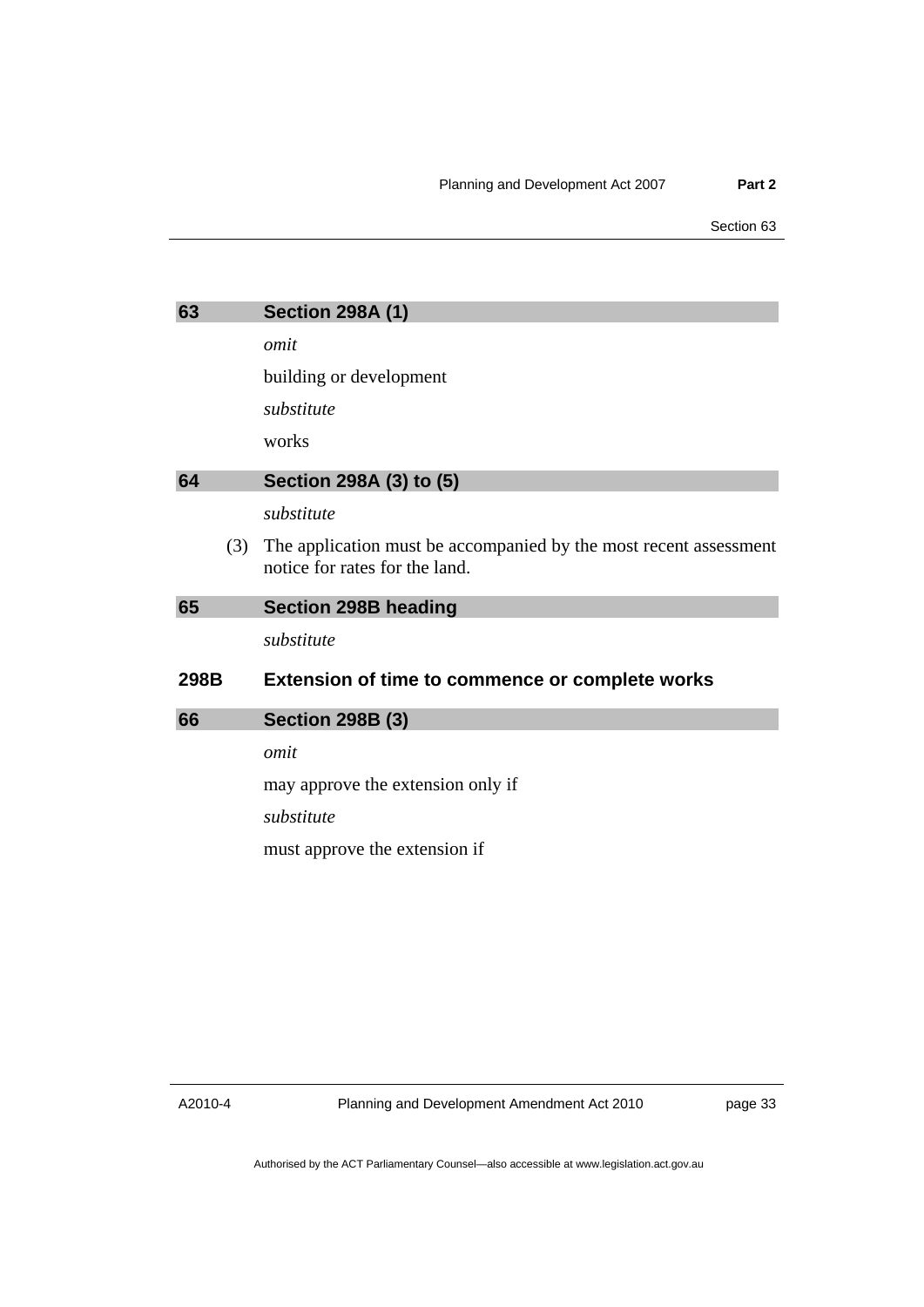### 63 Section 298A (1)

*omit*

building or development

*substitute*

works

### 64 Section 298A (3) to (5)

*substitute*

(3) The application must be accompanied by the most recent assessment notice for rates for the land.

### 65 Section 298B heading

*substitute*

### 298B Extension of time to commence or complete works

### 66 Section 298B (3)

*omit*

may approve the extension only if

*substitute*

must approve the extension if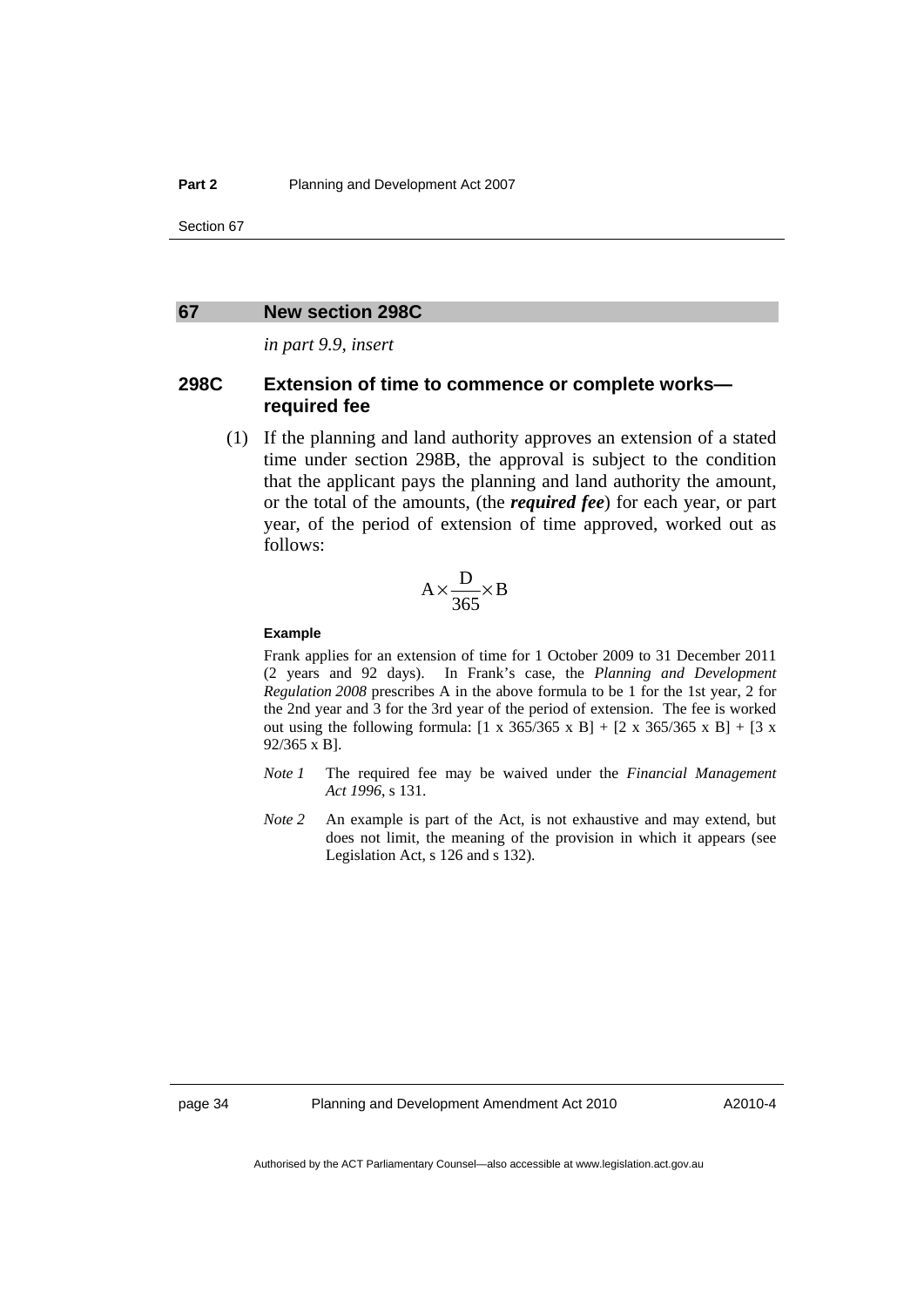## 67 New section 298C

*in part 9.9, insert*

### 298C Extension of time to commence or complete works—required fee

(1) If the planning and land authority approves an extension of a stated time under section 298B, the approval is subject to the condition that the applicant pays the planning and land authority the amount, or the total of the amounts, (the ***required fee***) for each year, or part year, of the period of extension of time approved, worked out as follows:

$$A \times \frac{D}{365} \times B$$

**Example**

Frank applies for an extension of time for 1 October 2009 to 31 December 2011 (2 years and 92 days). In Frank's case, the *Planning and Development Regulation 2008* prescribes A in the above formula to be 1 for the 1st year, 2 for the 2nd year and 3 for the 3rd year of the period of extension. The fee is worked out using the following formula: [1 x 365/365 x B] + [2 x 365/365 x B] + [3 x 92/365 x B].

*Note 1* The required fee may be waived under the *Financial Management Act 1996*, s 131.

*Note 2* An example is part of the Act, is not exhaustive and may extend, but does not limit, the meaning of the provision in which it appears (see Legislation Act, s 126 and s 132).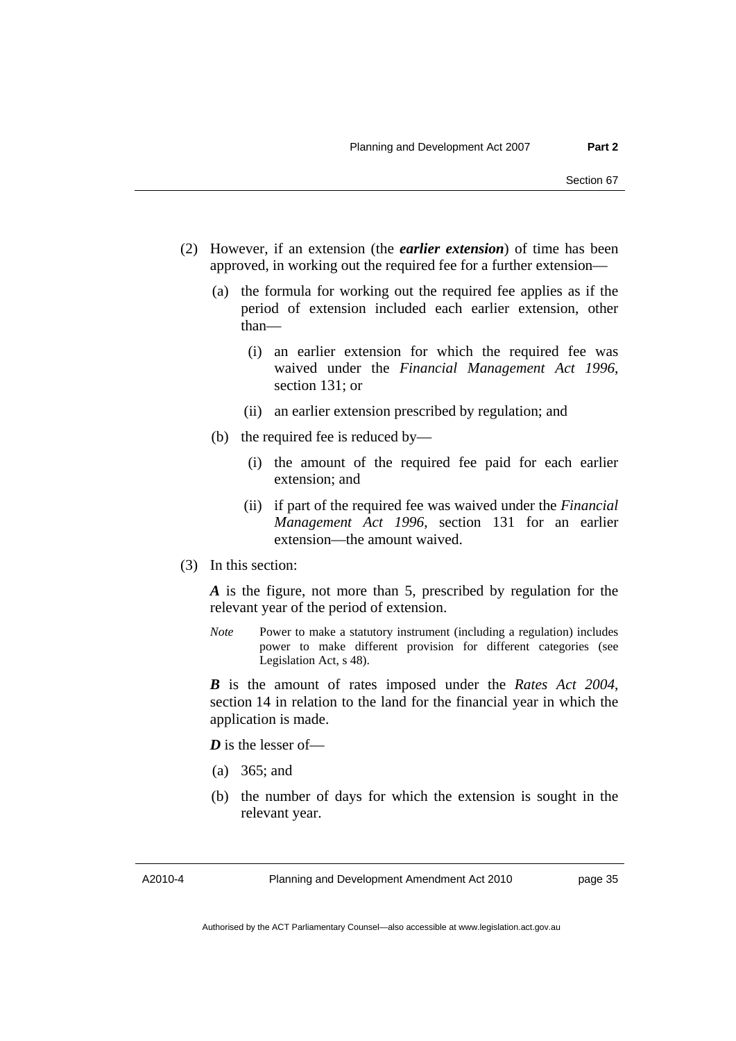(2) However, if an extension (the ***earlier extension***) of time has been approved, in working out the required fee for a further extension—

(a) the formula for working out the required fee applies as if the period of extension included each earlier extension, other than—

(i) an earlier extension for which the required fee was waived under the *Financial Management Act 1996*, section 131; or

(ii) an earlier extension prescribed by regulation; and

(b) the required fee is reduced by—

(i) the amount of the required fee paid for each earlier extension; and

(ii) if part of the required fee was waived under the *Financial Management Act 1996*, section 131 for an earlier extension—the amount waived.

(3) In this section:

***A*** is the figure, not more than 5, prescribed by regulation for the relevant year of the period of extension.

*Note* Power to make a statutory instrument (including a regulation) includes power to make different provision for different categories (see Legislation Act, s 48).

***B*** is the amount of rates imposed under the *Rates Act 2004*, section 14 in relation to the land for the financial year in which the application is made.

***D*** is the lesser of—

(a) 365; and

(b) the number of days for which the extension is sought in the relevant year.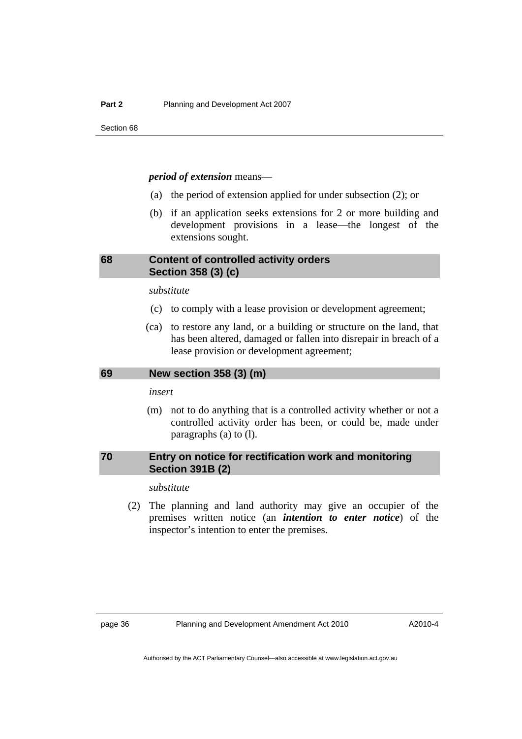***period of extension*** means—

(a) the period of extension applied for under subsection (2); or

(b) if an application seeks extensions for 2 or more building and development provisions in a lease—the longest of the extensions sought.

## 68 Content of controlled activity orders Section 358 (3) (c)

*substitute*

(c) to comply with a lease provision or development agreement;

(ca) to restore any land, or a building or structure on the land, that has been altered, damaged or fallen into disrepair in breach of a lease provision or development agreement;

## 69 New section 358 (3) (m)

*insert*

(m) not to do anything that is a controlled activity whether or not a controlled activity order has been, or could be, made under paragraphs (a) to (l).

## 70 Entry on notice for rectification work and monitoring Section 391B (2)

*substitute*

(2) The planning and land authority may give an occupier of the premises written notice (an ***intention to enter notice***) of the inspector's intention to enter the premises.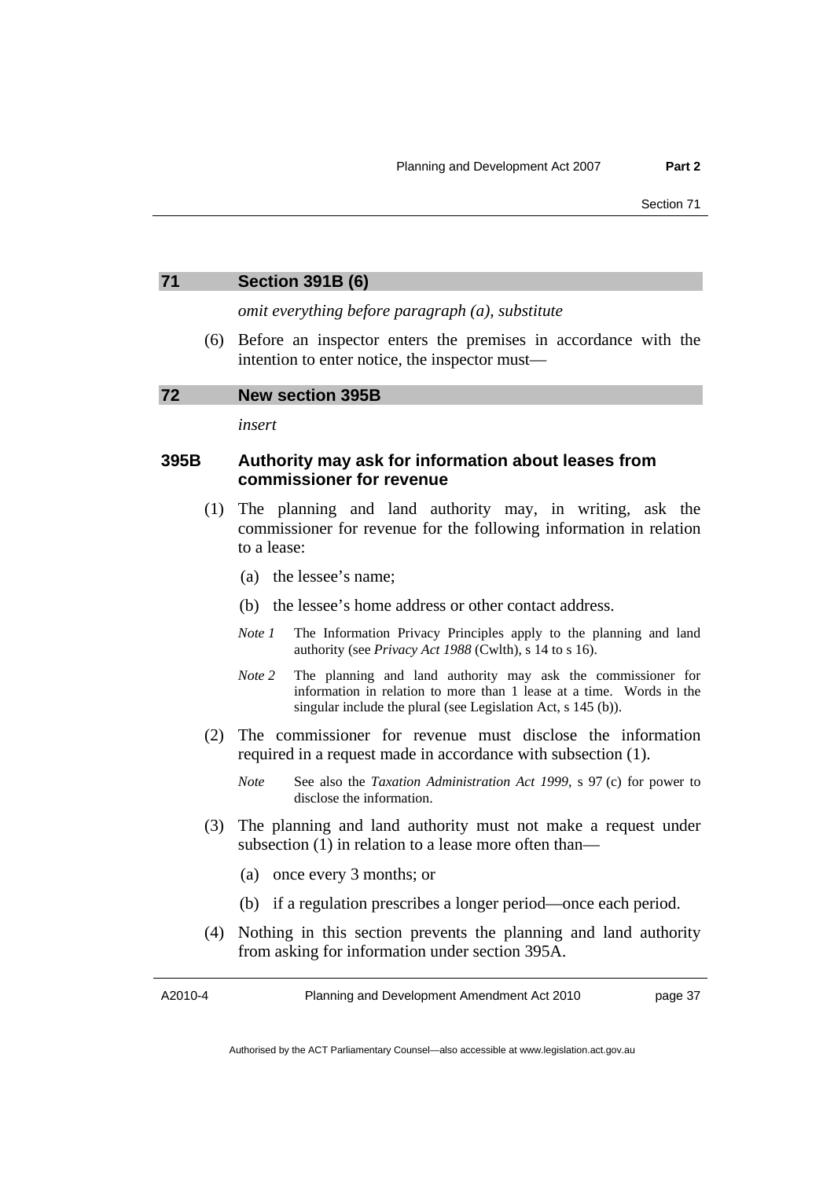## 71 Section 391B (6)

*omit everything before paragraph (a), substitute*

(6) Before an inspector enters the premises in accordance with the intention to enter notice, the inspector must—

## 72 New section 395B

*insert*

### 395B Authority may ask for information about leases from commissioner for revenue

(1) The planning and land authority may, in writing, ask the commissioner for revenue for the following information in relation to a lease:

(a) the lessee's name;

(b) the lessee's home address or other contact address.

*Note 1* The Information Privacy Principles apply to the planning and land authority (see *Privacy Act 1988* (Cwlth), s 14 to s 16).

*Note 2* The planning and land authority may ask the commissioner for information in relation to more than 1 lease at a time. Words in the singular include the plural (see Legislation Act, s 145 (b)).

(2) The commissioner for revenue must disclose the information required in a request made in accordance with subsection (1).

*Note* See also the *Taxation Administration Act 1999*, s 97 (c) for power to disclose the information.

(3) The planning and land authority must not make a request under subsection (1) in relation to a lease more often than—

(a) once every 3 months; or

(b) if a regulation prescribes a longer period—once each period.

(4) Nothing in this section prevents the planning and land authority from asking for information under section 395A.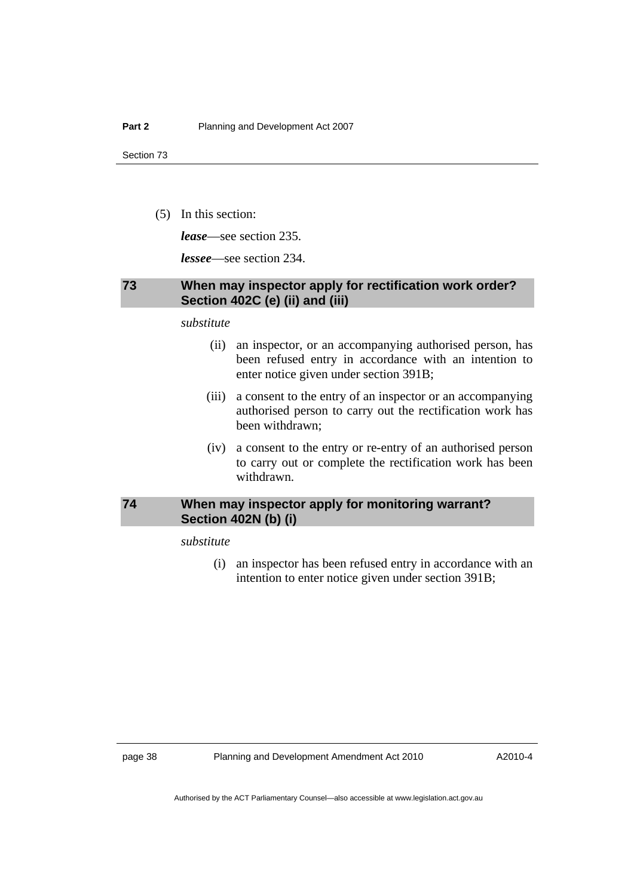(5) In this section:

***lease***—see section 235.

***lessee***—see section 234.

## 73 When may inspector apply for rectification work order? Section 402C (e) (ii) and (iii)

*substitute*

(ii) an inspector, or an accompanying authorised person, has been refused entry in accordance with an intention to enter notice given under section 391B;

(iii) a consent to the entry of an inspector or an accompanying authorised person to carry out the rectification work has been withdrawn;

(iv) a consent to the entry or re-entry of an authorised person to carry out or complete the rectification work has been withdrawn.

## 74 When may inspector apply for monitoring warrant? Section 402N (b) (i)

*substitute*

(i) an inspector has been refused entry in accordance with an intention to enter notice given under section 391B;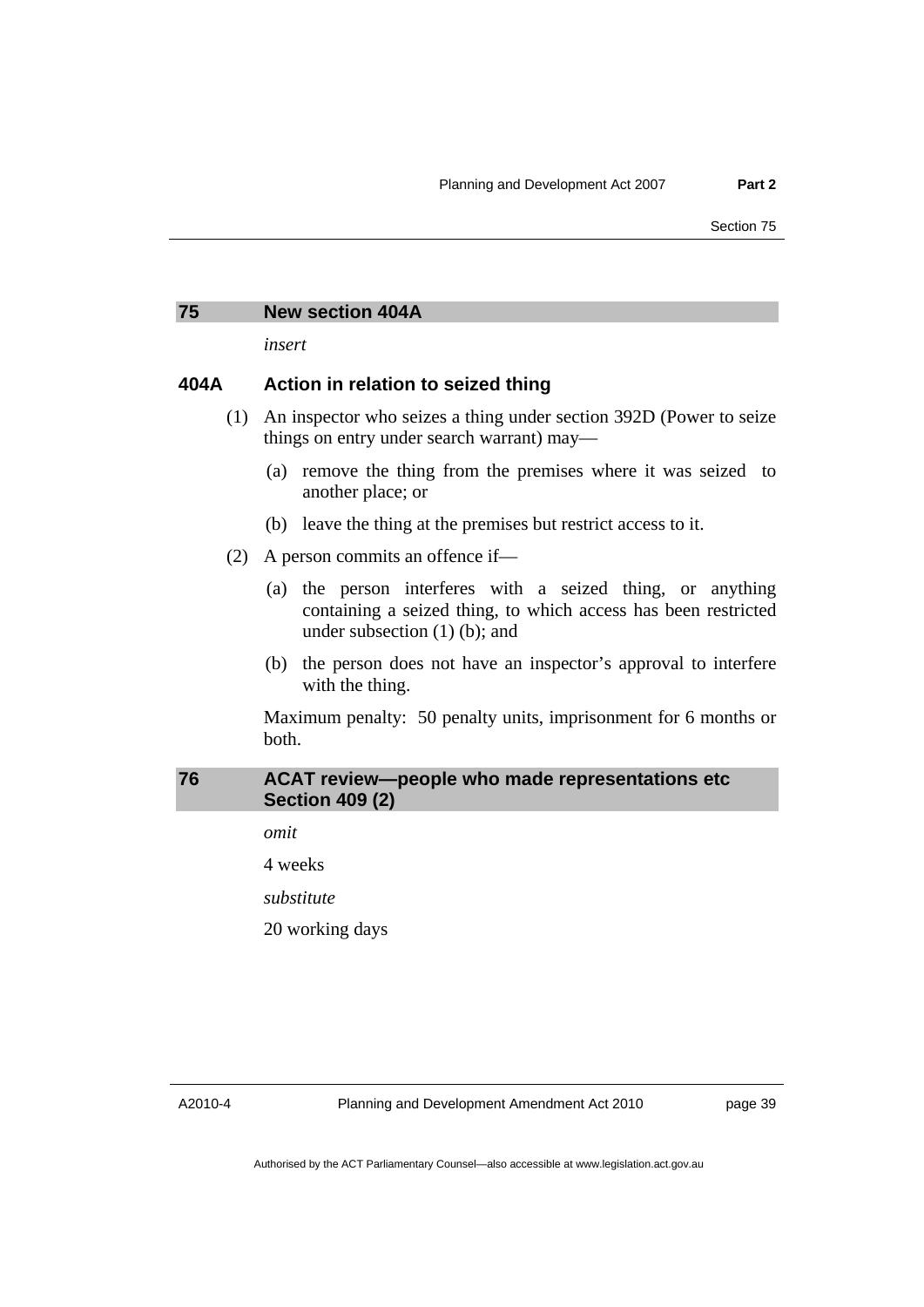## 75 New section 404A

*insert*

### 404A Action in relation to seized thing

(1) An inspector who seizes a thing under section 392D (Power to seize things on entry under search warrant) may—

(a) remove the thing from the premises where it was seized to another place; or

(b) leave the thing at the premises but restrict access to it.

(2) A person commits an offence if—

(a) the person interferes with a seized thing, or anything containing a seized thing, to which access has been restricted under subsection (1) (b); and

(b) the person does not have an inspector's approval to interfere with the thing.

Maximum penalty: 50 penalty units, imprisonment for 6 months or both.

## 76 ACAT review—people who made representations etc Section 409 (2)

*omit*

4 weeks

*substitute*

20 working days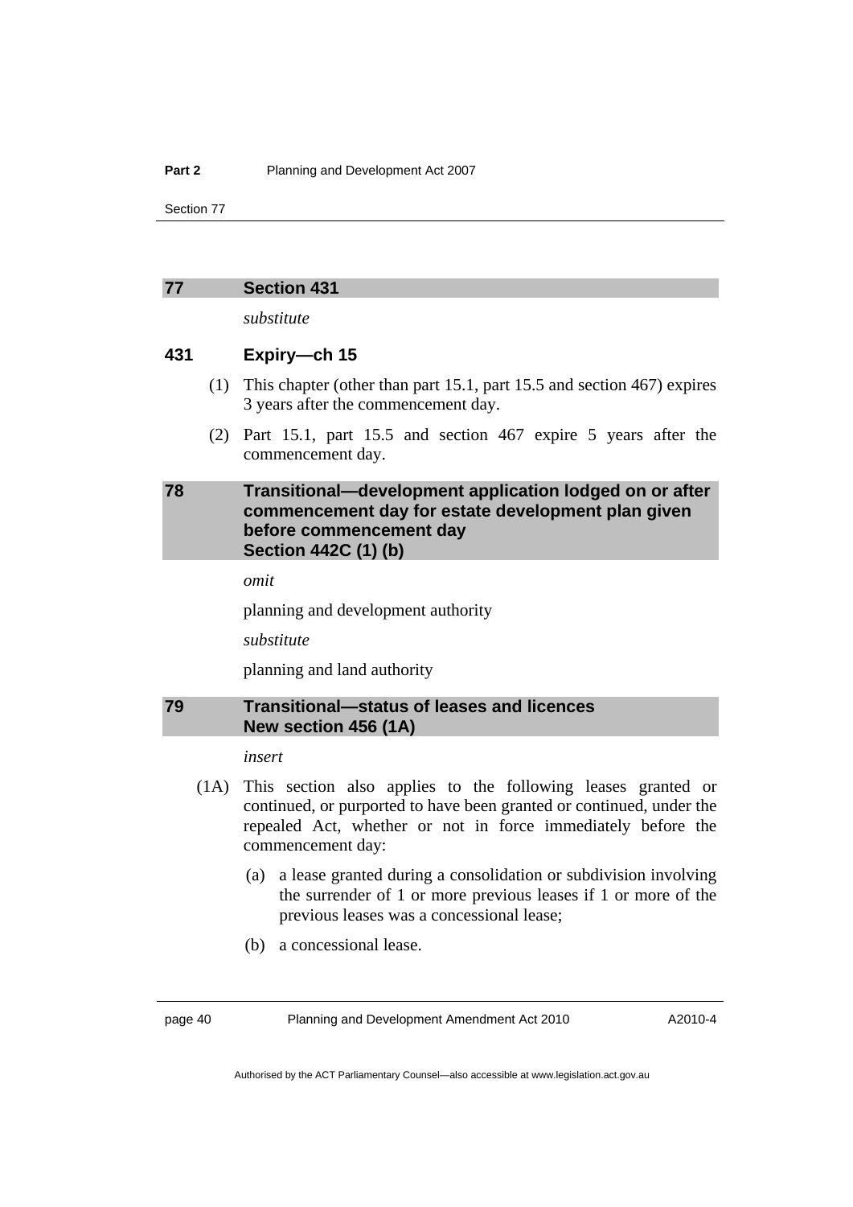## 77 Section 431

*substitute*

### 431 Expiry—ch 15

(1) This chapter (other than part 15.1, part 15.5 and section 467) expires 3 years after the commencement day.

(2) Part 15.1, part 15.5 and section 467 expire 5 years after the commencement day.

## 78 Transitional—development application lodged on or after commencement day for estate development plan given before commencement day Section 442C (1) (b)

*omit*

planning and development authority

*substitute*

planning and land authority

## 79 Transitional—status of leases and licences New section 456 (1A)

*insert*

(1A) This section also applies to the following leases granted or continued, or purported to have been granted or continued, under the repealed Act, whether or not in force immediately before the commencement day:

(a) a lease granted during a consolidation or subdivision involving the surrender of 1 or more previous leases if 1 or more of the previous leases was a concessional lease;

(b) a concessional lease.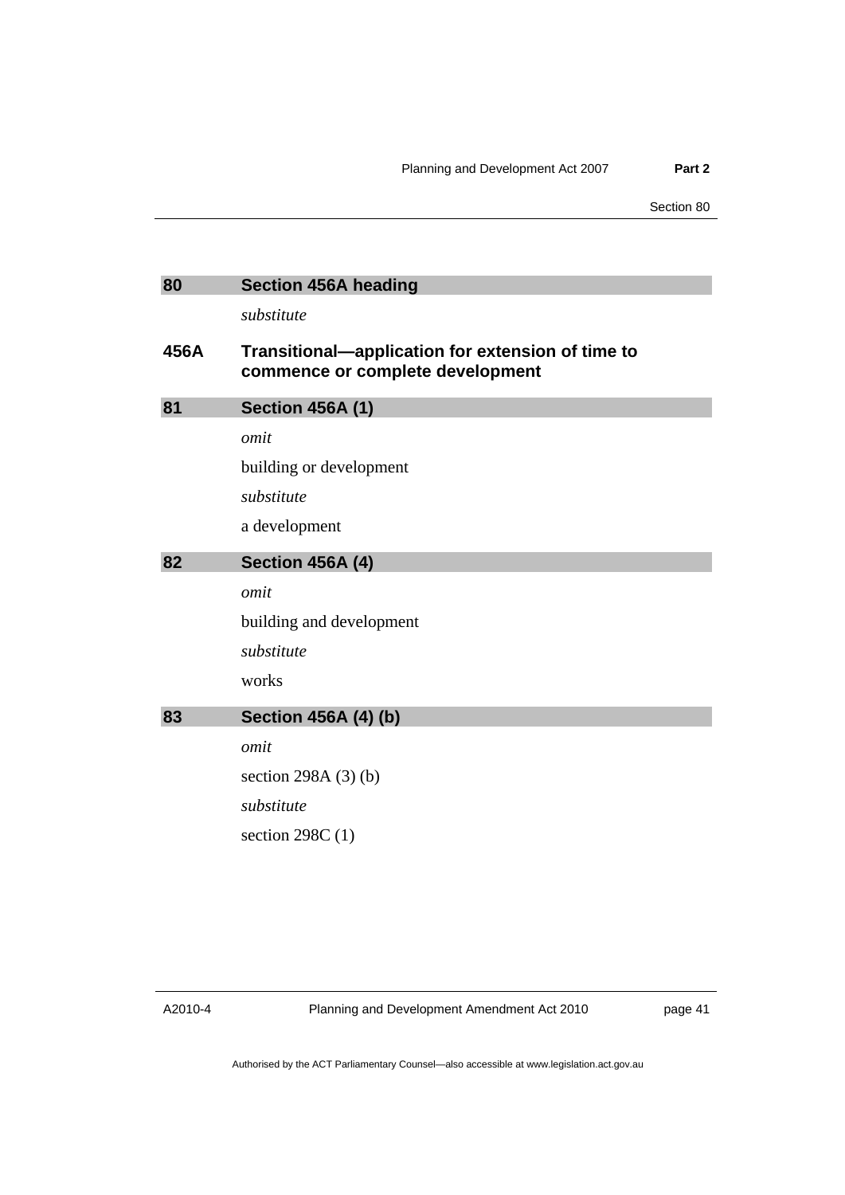## 80 Section 456A heading

*substitute*

### 456A Transitional—application for extension of time to commence or complete development

## 81 Section 456A (1)

*omit*

building or development

*substitute*

a development

## 82 Section 456A (4)

*omit*

building and development

*substitute*

works

## 83 Section 456A (4) (b)

*omit*

section 298A (3) (b)

*substitute*

section 298C (1)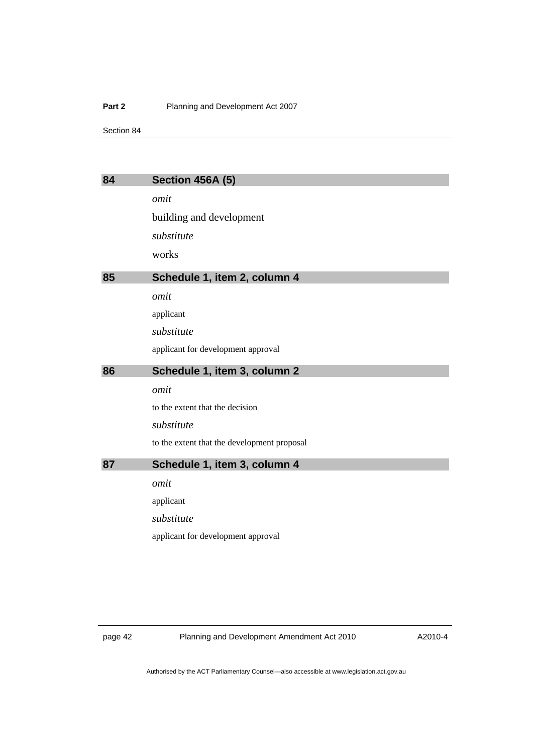## 84 Section 456A (5)

*omit*

building and development

*substitute*

works

## 85 Schedule 1, item 2, column 4

*omit*

applicant

*substitute*

applicant for development approval

## 86 Schedule 1, item 3, column 2

*omit*

to the extent that the decision

*substitute*

to the extent that the development proposal

## 87 Schedule 1, item 3, column 4

*omit*

applicant

*substitute*

applicant for development approval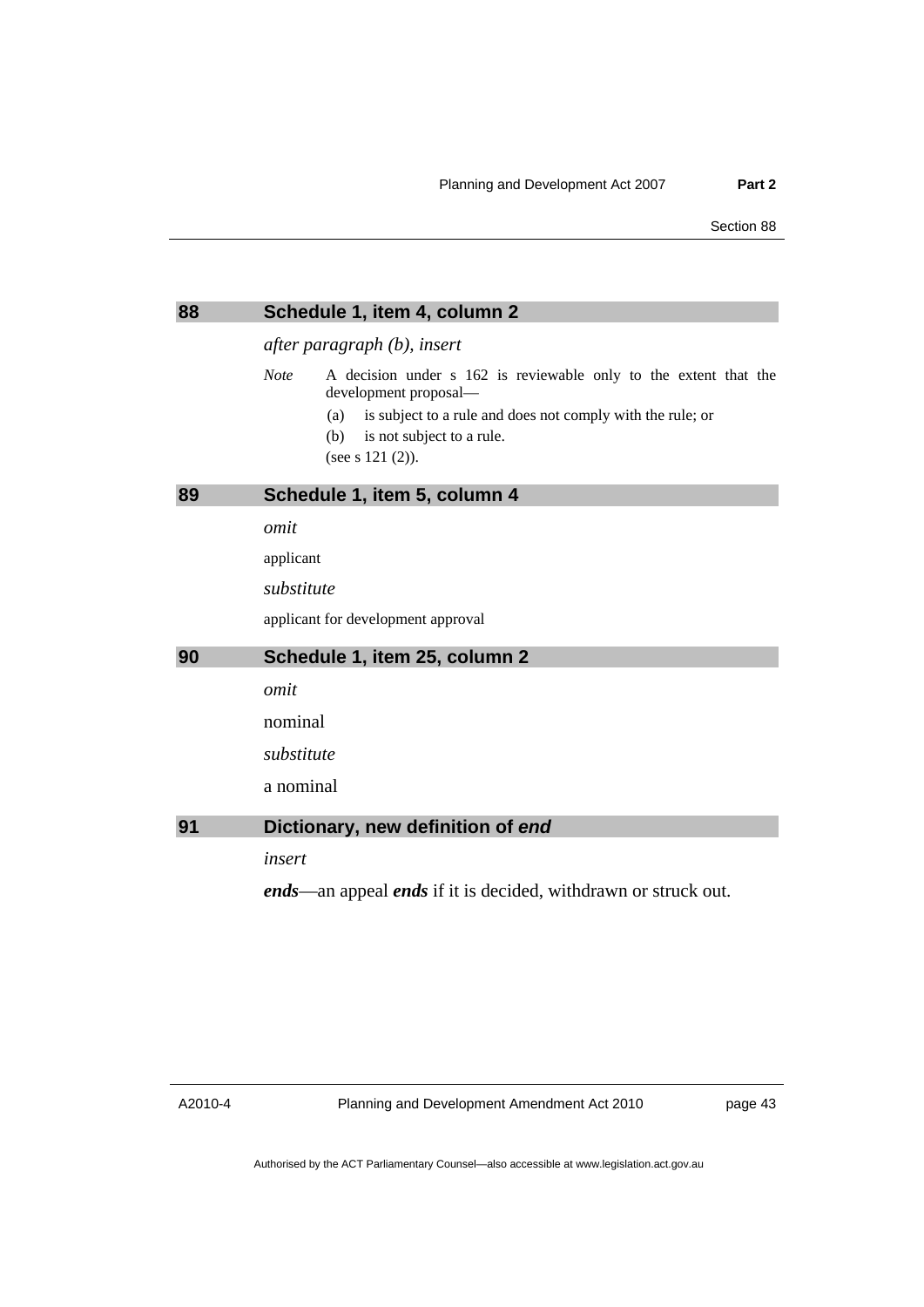## 88 Schedule 1, item 4, column 2

*after paragraph (b), insert*

*Note* A decision under s 162 is reviewable only to the extent that the development proposal—

(a) is subject to a rule and does not comply with the rule; or

(b) is not subject to a rule.

(see s 121 (2)).

## 89 Schedule 1, item 5, column 4

*omit*

applicant

*substitute*

applicant for development approval

## 90 Schedule 1, item 25, column 2

*omit*

nominal

*substitute*

a nominal

## 91 Dictionary, new definition of *end*

*insert*

***ends***—an appeal ***ends*** if it is decided, withdrawn or struck out.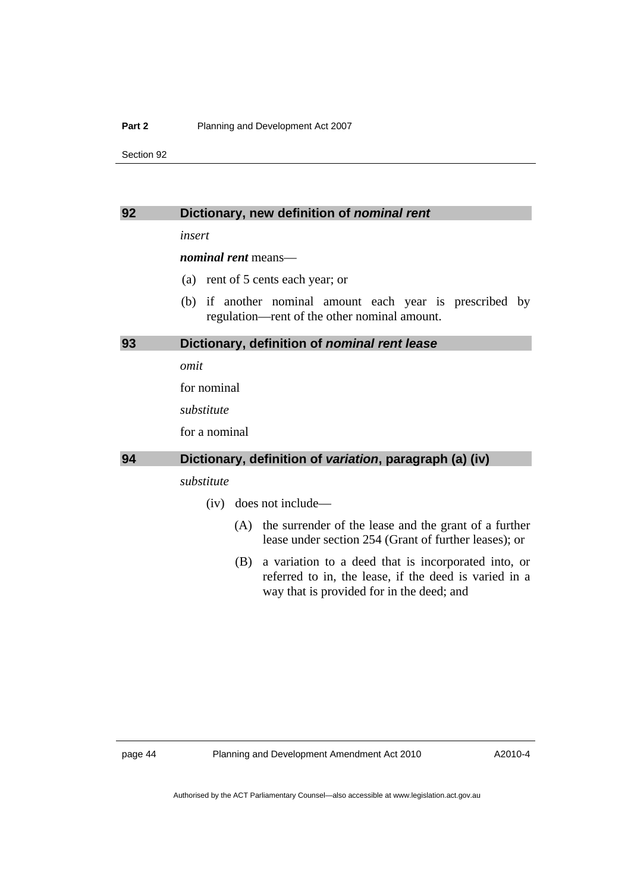## 92 Dictionary, new definition of *nominal rent*

*insert*

***nominal rent*** means—

(a) rent of 5 cents each year; or

(b) if another nominal amount each year is prescribed by regulation—rent of the other nominal amount.

## 93 Dictionary, definition of *nominal rent lease*

*omit*

for nominal

*substitute*

for a nominal

## 94 Dictionary, definition of *variation*, paragraph (a) (iv)

*substitute*

(iv) does not include—

(A) the surrender of the lease and the grant of a further lease under section 254 (Grant of further leases); or

(B) a variation to a deed that is incorporated into, or referred to in, the lease, if the deed is varied in a way that is provided for in the deed; and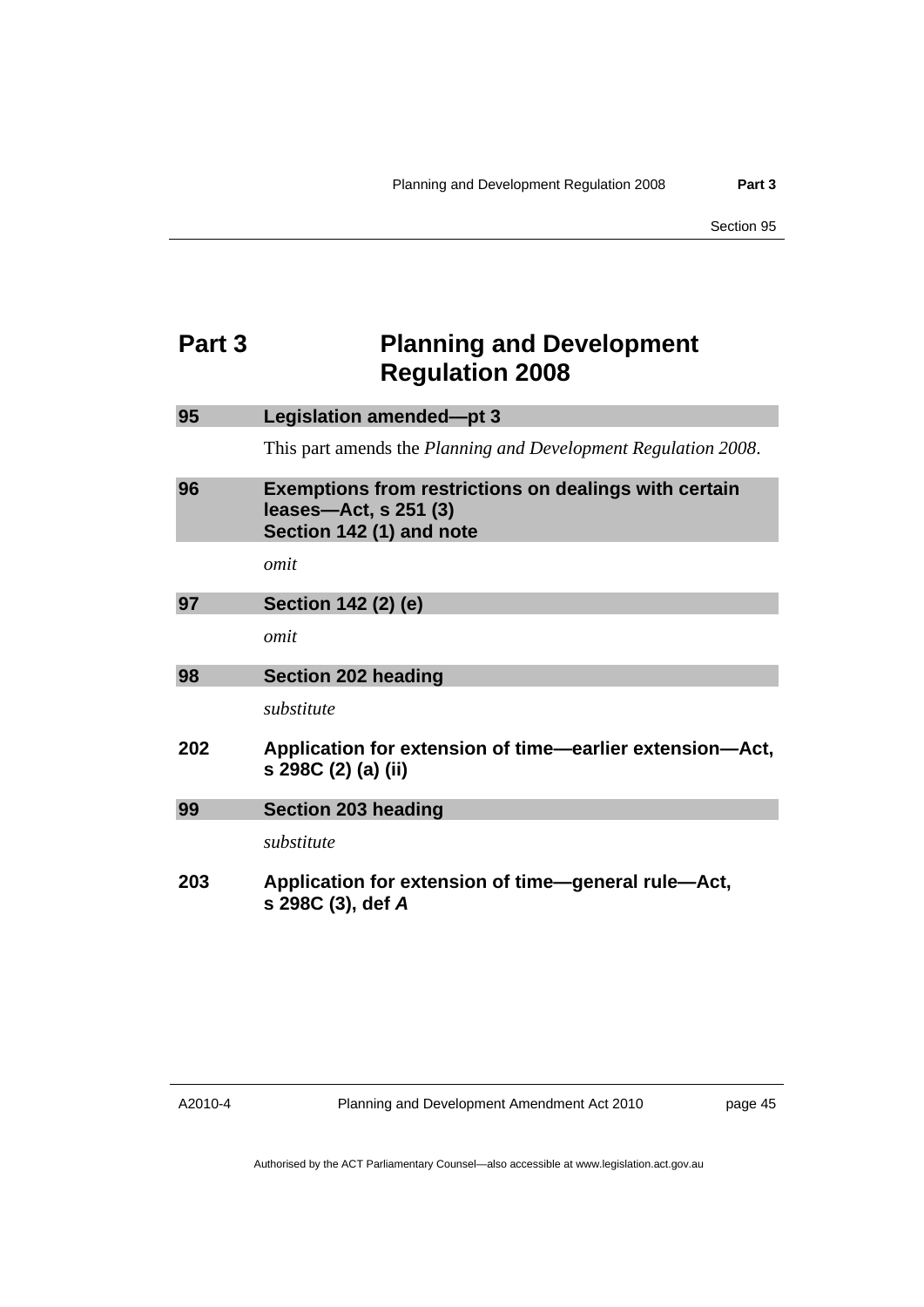# Part 3 Planning and Development Regulation 2008

## 95 Legislation amended—pt 3

This part amends the *Planning and Development Regulation 2008*.

## 96 Exemptions from restrictions on dealings with certain leases—Act, s 251 (3) Section 142 (1) and note

*omit*

## 97 Section 142 (2) (e)

*omit*

## 98 Section 202 heading

*substitute*

**202 Application for extension of time—earlier extension—Act, s 298C (2) (a) (ii)**

## 99 Section 203 heading

*substitute*

**203 Application for extension of time—general rule—Act, s 298C (3), def *A***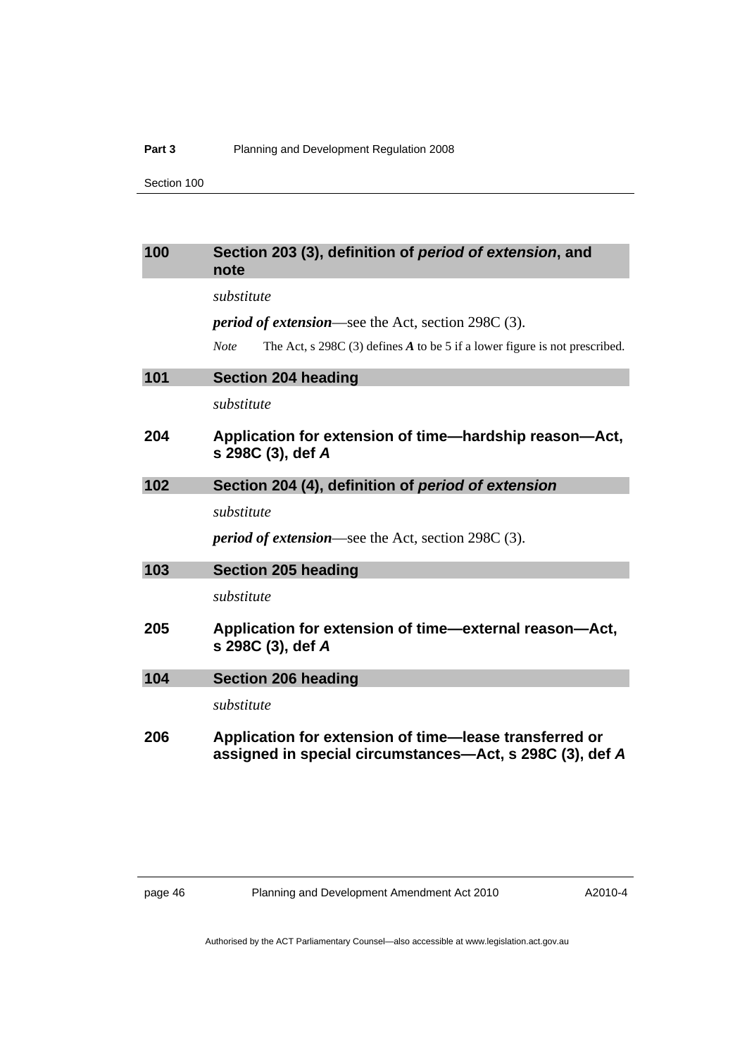## 100 Section 203 (3), definition of *period of extension*, and note

*substitute*

***period of extension***—see the Act, section 298C (3).

*Note* The Act, s 298C (3) defines ***A*** to be 5 if a lower figure is not prescribed.

## 101 Section 204 heading

*substitute*

### 204 Application for extension of time—hardship reason—Act, s 298C (3), def *A*

## 102 Section 204 (4), definition of *period of extension*

*substitute*

***period of extension***—see the Act, section 298C (3).

## 103 Section 205 heading

*substitute*

### 205 Application for extension of time—external reason—Act, s 298C (3), def *A*

## 104 Section 206 heading

*substitute*

### 206 Application for extension of time—lease transferred or assigned in special circumstances—Act, s 298C (3), def *A*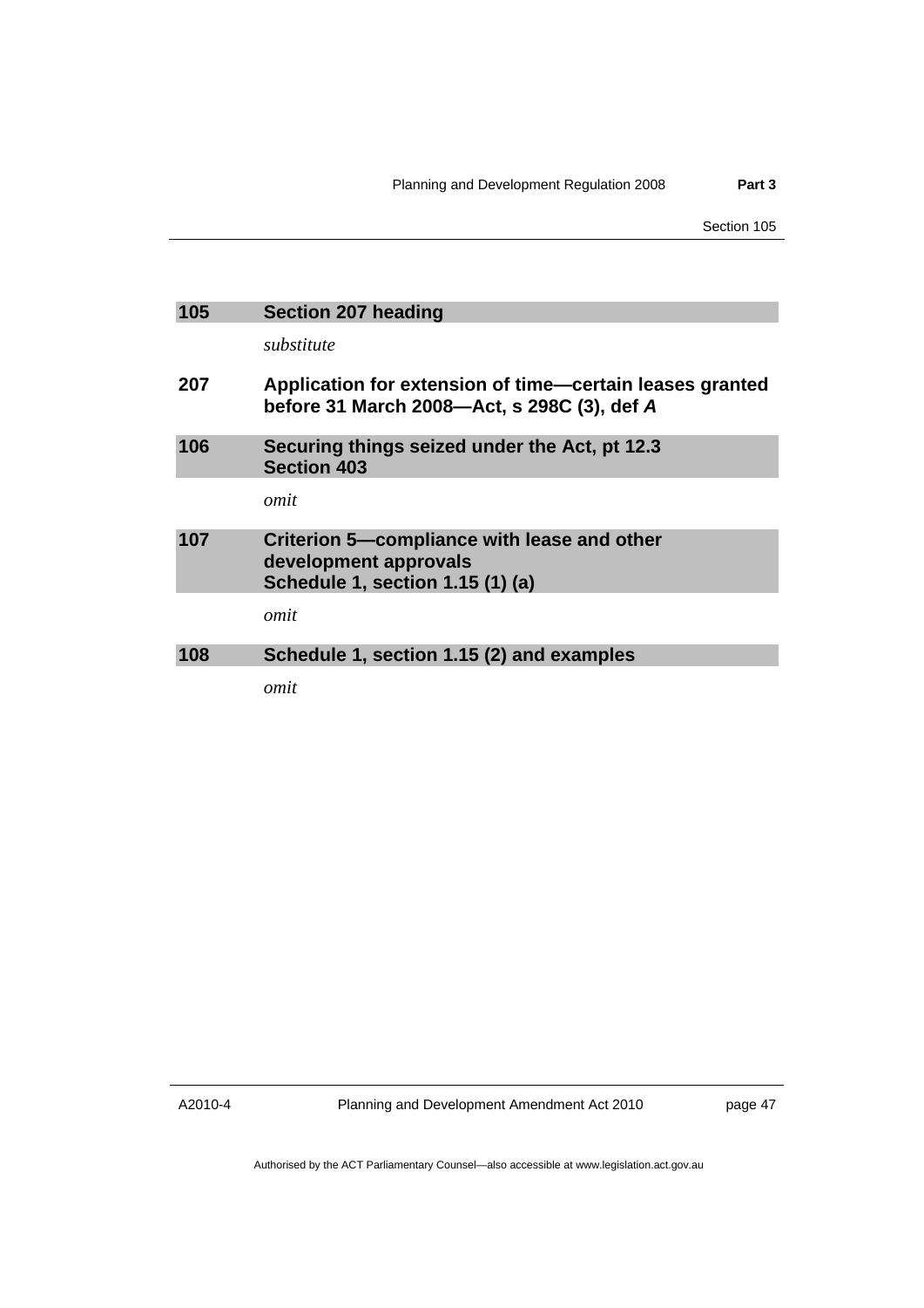### 105 Section 207 heading

*substitute*

### 207 Application for extension of time—certain leases granted before 31 March 2008—Act, s 298C (3), def *A*

### 106 Securing things seized under the Act, pt 12.3 Section 403

*omit*

### 107 Criterion 5—compliance with lease and other development approvals Schedule 1, section 1.15 (1) (a)

*omit*

### 108 Schedule 1, section 1.15 (2) and examples

*omit*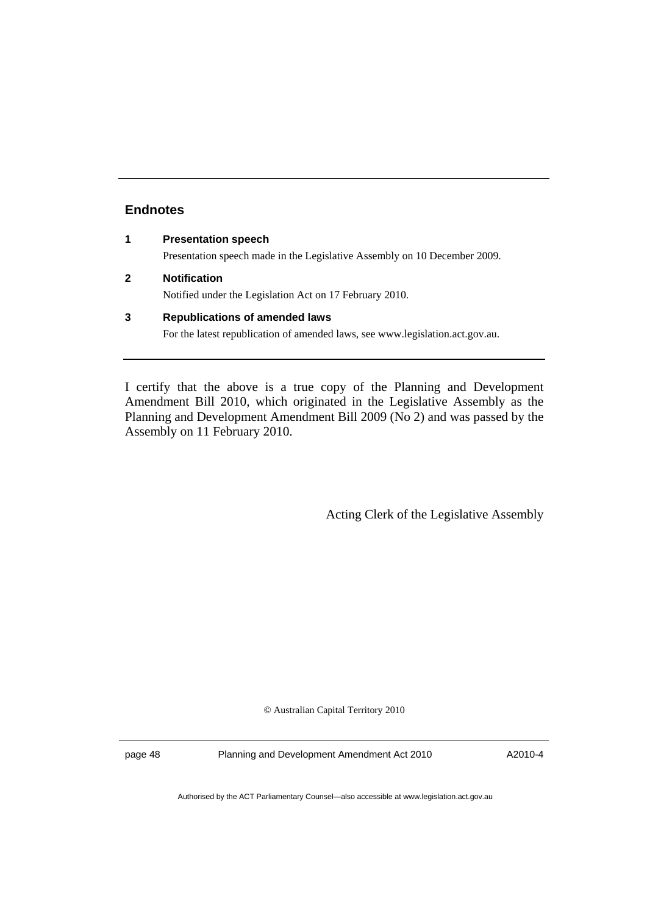## Endnotes

**1 Presentation speech**

Presentation speech made in the Legislative Assembly on 10 December 2009.

**2 Notification**

Notified under the Legislation Act on 17 February 2010.

**3 Republications of amended laws**

For the latest republication of amended laws, see www.legislation.act.gov.au.

I certify that the above is a true copy of the Planning and Development Amendment Bill 2010, which originated in the Legislative Assembly as the Planning and Development Amendment Bill 2009 (No 2) and was passed by the Assembly on 11 February 2010.

Acting Clerk of the Legislative Assembly

© Australian Capital Territory 2010